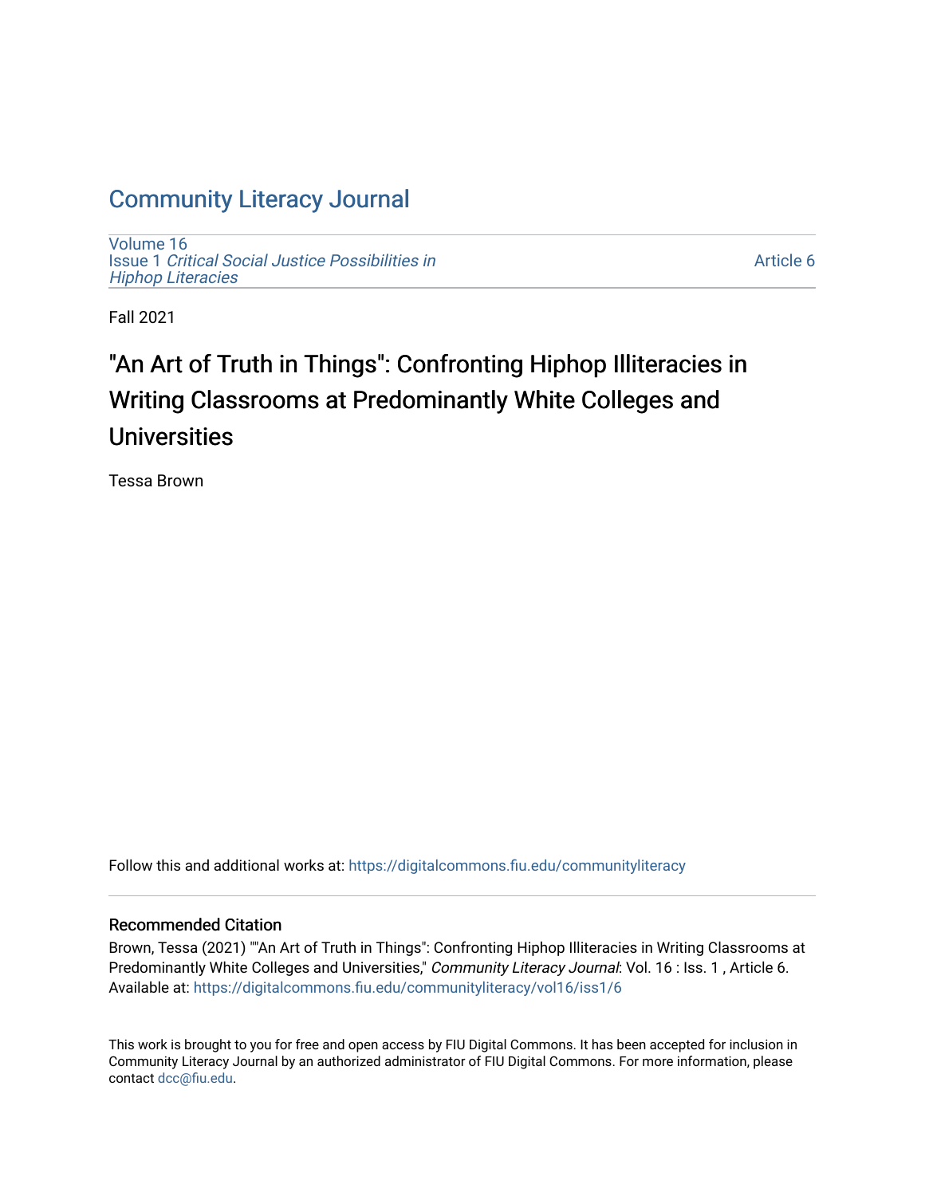# Community Literacy Journal

Volume 16
Issue 1 *Critical Social Justice Possibilities in Hiphop Literacies*

Article 6

Fall 2021

## "An Art of Truth in Things": Confronting Hiphop Illiteracies in Writing Classrooms at Predominantly White Colleges and Universities

Tessa Brown

Follow this and additional works at: https://digitalcommons.fiu.edu/communityliteracy

### Recommended Citation

Brown, Tessa (2021) ""An Art of Truth in Things": Confronting Hiphop Illiteracies in Writing Classrooms at Predominantly White Colleges and Universities," *Community Literacy Journal*: Vol. 16 : Iss. 1 , Article 6.
Available at: https://digitalcommons.fiu.edu/communityliteracy/vol16/iss1/6

This work is brought to you for free and open access by FIU Digital Commons. It has been accepted for inclusion in Community Literacy Journal by an authorized administrator of FIU Digital Commons. For more information, please contact dcc@fiu.edu.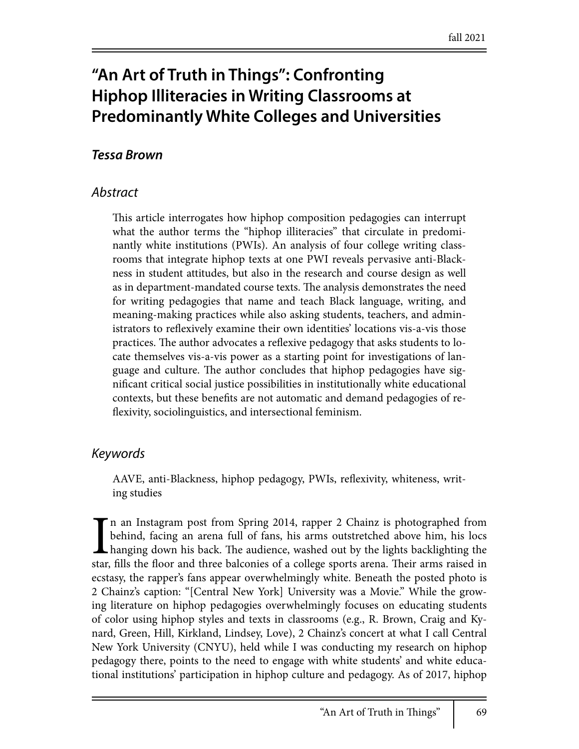# "An Art of Truth in Things": Confronting Hiphop Illiteracies in Writing Classrooms at Predominantly White Colleges and Universities

## *Tessa Brown*

## *Abstract*

This article interrogates how hiphop composition pedagogies can interrupt what the author terms the "hiphop illiteracies" that circulate in predominantly white institutions (PWIs). An analysis of four college writing classrooms that integrate hiphop texts at one PWI reveals pervasive anti-Blackness in student attitudes, but also in the research and course design as well as in department-mandated course texts. The analysis demonstrates the need for writing pedagogies that name and teach Black language, writing, and meaning-making practices while also asking students, teachers, and administrators to reflexively examine their own identities' locations vis-a-vis those practices. The author advocates a reflexive pedagogy that asks students to locate themselves vis-a-vis power as a starting point for investigations of language and culture. The author concludes that hiphop pedagogies have significant critical social justice possibilities in institutionally white educational contexts, but these benefits are not automatic and demand pedagogies of reflexivity, sociolinguistics, and intersectional feminism.

## *Keywords*

AAVE, anti-Blackness, hiphop pedagogy, PWIs, reflexivity, whiteness, writing studies

In an Instagram post from Spring 2014, rapper 2 Chainz is photographed from behind, facing an arena full of fans, his arms outstretched above him, his locs hanging down his back. The audience, washed out by the lights backlighting the star, fills the floor and three balconies of a college sports arena. Their arms raised in ecstasy, the rapper's fans appear overwhelmingly white. Beneath the posted photo is 2 Chainz's caption: "[Central New York] University was a Movie." While the growing literature on hiphop pedagogies overwhelmingly focuses on educating students of color using hiphop styles and texts in classrooms (e.g., R. Brown, Craig and Kynard, Green, Hill, Kirkland, Lindsey, Love), 2 Chainz's concert at what I call Central New York University (CNYU), held while I was conducting my research on hiphop pedagogy there, points to the need to engage with white students' and white educational institutions' participation in hiphop culture and pedagogy. As of 2017, hiphop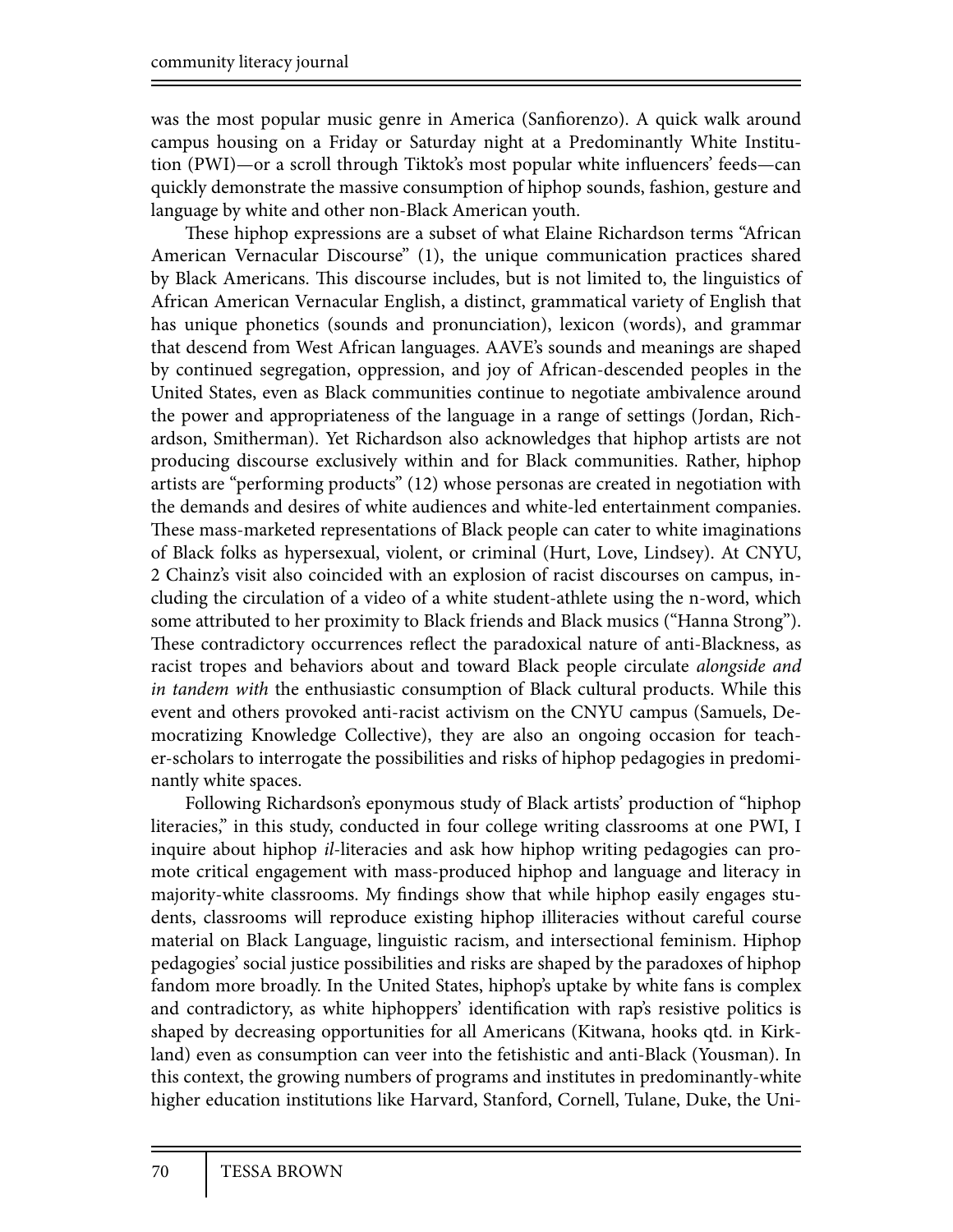was the most popular music genre in America (Sanfiorenzo). A quick walk around campus housing on a Friday or Saturday night at a Predominantly White Institution (PWI)—or a scroll through Tiktok's most popular white influencers' feeds—can quickly demonstrate the massive consumption of hiphop sounds, fashion, gesture and language by white and other non-Black American youth.

These hiphop expressions are a subset of what Elaine Richardson terms "African American Vernacular Discourse" (1), the unique communication practices shared by Black Americans. This discourse includes, but is not limited to, the linguistics of African American Vernacular English, a distinct, grammatical variety of English that has unique phonetics (sounds and pronunciation), lexicon (words), and grammar that descend from West African languages. AAVE's sounds and meanings are shaped by continued segregation, oppression, and joy of African-descended peoples in the United States, even as Black communities continue to negotiate ambivalence around the power and appropriateness of the language in a range of settings (Jordan, Richardson, Smitherman). Yet Richardson also acknowledges that hiphop artists are not producing discourse exclusively within and for Black communities. Rather, hiphop artists are "performing products" (12) whose personas are created in negotiation with the demands and desires of white audiences and white-led entertainment companies. These mass-marketed representations of Black people can cater to white imaginations of Black folks as hypersexual, violent, or criminal (Hurt, Love, Lindsey). At CNYU, 2 Chainz's visit also coincided with an explosion of racist discourses on campus, including the circulation of a video of a white student-athlete using the n-word, which some attributed to her proximity to Black friends and Black musics ("Hanna Strong"). These contradictory occurrences reflect the paradoxical nature of anti-Blackness, as racist tropes and behaviors about and toward Black people circulate *alongside and in tandem with* the enthusiastic consumption of Black cultural products. While this event and others provoked anti-racist activism on the CNYU campus (Samuels, Democratizing Knowledge Collective), they are also an ongoing occasion for teacher-scholars to interrogate the possibilities and risks of hiphop pedagogies in predominantly white spaces.

Following Richardson's eponymous study of Black artists' production of "hiphop literacies," in this study, conducted in four college writing classrooms at one PWI, I inquire about hiphop *il*-literacies and ask how hiphop writing pedagogies can promote critical engagement with mass-produced hiphop and language and literacy in majority-white classrooms. My findings show that while hiphop easily engages students, classrooms will reproduce existing hiphop illiteracies without careful course material on Black Language, linguistic racism, and intersectional feminism. Hiphop pedagogies' social justice possibilities and risks are shaped by the paradoxes of hiphop fandom more broadly. In the United States, hiphop's uptake by white fans is complex and contradictory, as white hiphoppers' identification with rap's resistive politics is shaped by decreasing opportunities for all Americans (Kitwana, hooks qtd. in Kirkland) even as consumption can veer into the fetishistic and anti-Black (Yousman). In this context, the growing numbers of programs and institutes in predominantly-white higher education institutions like Harvard, Stanford, Cornell, Tulane, Duke, the Uni-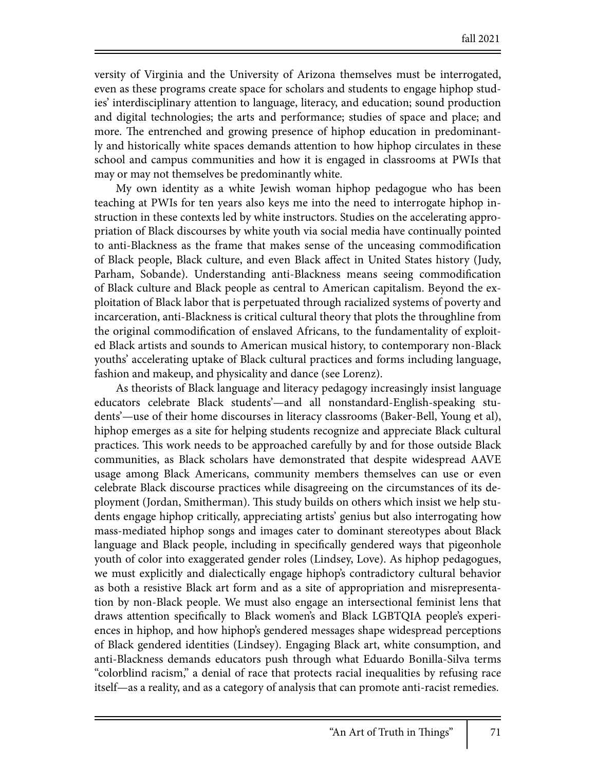versity of Virginia and the University of Arizona themselves must be interrogated, even as these programs create space for scholars and students to engage hiphop studies' interdisciplinary attention to language, literacy, and education; sound production and digital technologies; the arts and performance; studies of space and place; and more. The entrenched and growing presence of hiphop education in predominantly and historically white spaces demands attention to how hiphop circulates in these school and campus communities and how it is engaged in classrooms at PWIs that may or may not themselves be predominantly white.

My own identity as a white Jewish woman hiphop pedagogue who has been teaching at PWIs for ten years also keys me into the need to interrogate hiphop instruction in these contexts led by white instructors. Studies on the accelerating appropriation of Black discourses by white youth via social media have continually pointed to anti-Blackness as the frame that makes sense of the unceasing commodification of Black people, Black culture, and even Black affect in United States history (Judy, Parham, Sobande). Understanding anti-Blackness means seeing commodification of Black culture and Black people as central to American capitalism. Beyond the exploitation of Black labor that is perpetuated through racialized systems of poverty and incarceration, anti-Blackness is critical cultural theory that plots the throughline from the original commodification of enslaved Africans, to the fundamentality of exploited Black artists and sounds to American musical history, to contemporary non-Black youths' accelerating uptake of Black cultural practices and forms including language, fashion and makeup, and physicality and dance (see Lorenz).

As theorists of Black language and literacy pedagogy increasingly insist language educators celebrate Black students'—and all nonstandard-English-speaking students'—use of their home discourses in literacy classrooms (Baker-Bell, Young et al), hiphop emerges as a site for helping students recognize and appreciate Black cultural practices. This work needs to be approached carefully by and for those outside Black communities, as Black scholars have demonstrated that despite widespread AAVE usage among Black Americans, community members themselves can use or even celebrate Black discourse practices while disagreeing on the circumstances of its deployment (Jordan, Smitherman). This study builds on others which insist we help students engage hiphop critically, appreciating artists' genius but also interrogating how mass-mediated hiphop songs and images cater to dominant stereotypes about Black language and Black people, including in specifically gendered ways that pigeonhole youth of color into exaggerated gender roles (Lindsey, Love). As hiphop pedagogues, we must explicitly and dialectically engage hiphop's contradictory cultural behavior as both a resistive Black art form and as a site of appropriation and misrepresentation by non-Black people. We must also engage an intersectional feminist lens that draws attention specifically to Black women's and Black LGBTQIA people's experiences in hiphop, and how hiphop's gendered messages shape widespread perceptions of Black gendered identities (Lindsey). Engaging Black art, white consumption, and anti-Blackness demands educators push through what Eduardo Bonilla-Silva terms "colorblind racism," a denial of race that protects racial inequalities by refusing race itself—as a reality, and as a category of analysis that can promote anti-racist remedies.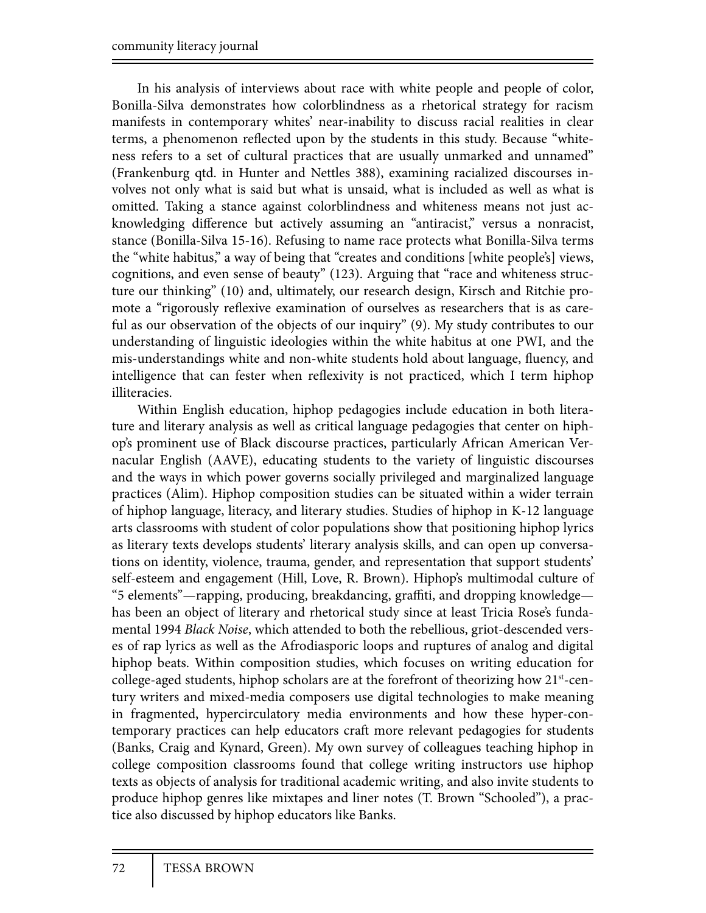In his analysis of interviews about race with white people and people of color, Bonilla-Silva demonstrates how colorblindness as a rhetorical strategy for racism manifests in contemporary whites' near-inability to discuss racial realities in clear terms, a phenomenon reflected upon by the students in this study. Because "whiteness refers to a set of cultural practices that are usually unmarked and unnamed" (Frankenburg qtd. in Hunter and Nettles 388), examining racialized discourses involves not only what is said but what is unsaid, what is included as well as what is omitted. Taking a stance against colorblindness and whiteness means not just acknowledging difference but actively assuming an "antiracist," versus a nonracist, stance (Bonilla-Silva 15-16). Refusing to name race protects what Bonilla-Silva terms the "white habitus," a way of being that "creates and conditions [white people's] views, cognitions, and even sense of beauty" (123). Arguing that "race and whiteness structure our thinking" (10) and, ultimately, our research design, Kirsch and Ritchie promote a "rigorously reflexive examination of ourselves as researchers that is as careful as our observation of the objects of our inquiry" (9). My study contributes to our understanding of linguistic ideologies within the white habitus at one PWI, and the mis-understandings white and non-white students hold about language, fluency, and intelligence that can fester when reflexivity is not practiced, which I term hiphop illiteracies.

Within English education, hiphop pedagogies include education in both literature and literary analysis as well as critical language pedagogies that center on hiphop's prominent use of Black discourse practices, particularly African American Vernacular English (AAVE), educating students to the variety of linguistic discourses and the ways in which power governs socially privileged and marginalized language practices (Alim). Hiphop composition studies can be situated within a wider terrain of hiphop language, literacy, and literary studies. Studies of hiphop in K-12 language arts classrooms with student of color populations show that positioning hiphop lyrics as literary texts develops students' literary analysis skills, and can open up conversations on identity, violence, trauma, gender, and representation that support students' self-esteem and engagement (Hill, Love, R. Brown). Hiphop's multimodal culture of "5 elements"—rapping, producing, breakdancing, graffiti, and dropping knowledge—has been an object of literary and rhetorical study since at least Tricia Rose's fundamental 1994 *Black Noise*, which attended to both the rebellious, griot-descended verses of rap lyrics as well as the Afrodiasporic loops and ruptures of analog and digital hiphop beats. Within composition studies, which focuses on writing education for college-aged students, hiphop scholars are at the forefront of theorizing how 21st-century writers and mixed-media composers use digital technologies to make meaning in fragmented, hypercirculatory media environments and how these hyper-contemporary practices can help educators craft more relevant pedagogies for students (Banks, Craig and Kynard, Green). My own survey of colleagues teaching hiphop in college composition classrooms found that college writing instructors use hiphop texts as objects of analysis for traditional academic writing, and also invite students to produce hiphop genres like mixtapes and liner notes (T. Brown "Schooled"), a practice also discussed by hiphop educators like Banks.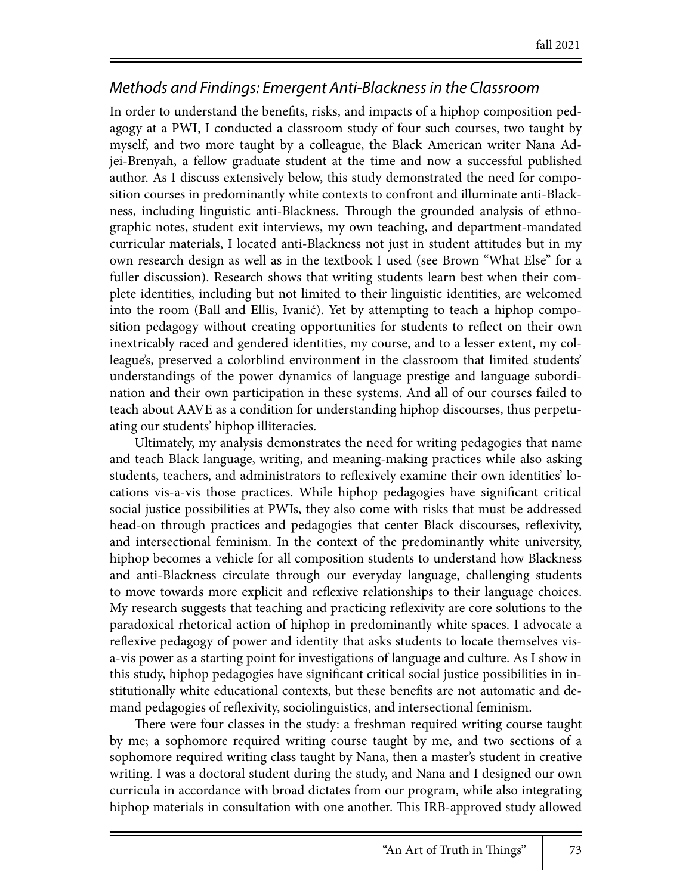## *Methods and Findings: Emergent Anti-Blackness in the Classroom*

In order to understand the benefits, risks, and impacts of a hiphop composition pedagogy at a PWI, I conducted a classroom study of four such courses, two taught by myself, and two more taught by a colleague, the Black American writer Nana Adjei-Brenyah, a fellow graduate student at the time and now a successful published author. As I discuss extensively below, this study demonstrated the need for composition courses in predominantly white contexts to confront and illuminate anti-Blackness, including linguistic anti-Blackness. Through the grounded analysis of ethnographic notes, student exit interviews, my own teaching, and department-mandated curricular materials, I located anti-Blackness not just in student attitudes but in my own research design as well as in the textbook I used (see Brown "What Else" for a fuller discussion). Research shows that writing students learn best when their complete identities, including but not limited to their linguistic identities, are welcomed into the room (Ball and Ellis, Ivanić). Yet by attempting to teach a hiphop composition pedagogy without creating opportunities for students to reflect on their own inextricably raced and gendered identities, my course, and to a lesser extent, my colleague's, preserved a colorblind environment in the classroom that limited students' understandings of the power dynamics of language prestige and language subordination and their own participation in these systems. And all of our courses failed to teach about AAVE as a condition for understanding hiphop discourses, thus perpetuating our students' hiphop illiteracies.

Ultimately, my analysis demonstrates the need for writing pedagogies that name and teach Black language, writing, and meaning-making practices while also asking students, teachers, and administrators to reflexively examine their own identities' locations vis-a-vis those practices. While hiphop pedagogies have significant critical social justice possibilities at PWIs, they also come with risks that must be addressed head-on through practices and pedagogies that center Black discourses, reflexivity, and intersectional feminism. In the context of the predominantly white university, hiphop becomes a vehicle for all composition students to understand how Blackness and anti-Blackness circulate through our everyday language, challenging students to move towards more explicit and reflexive relationships to their language choices. My research suggests that teaching and practicing reflexivity are core solutions to the paradoxical rhetorical action of hiphop in predominantly white spaces. I advocate a reflexive pedagogy of power and identity that asks students to locate themselves vis-a-vis power as a starting point for investigations of language and culture. As I show in this study, hiphop pedagogies have significant critical social justice possibilities in institutionally white educational contexts, but these benefits are not automatic and demand pedagogies of reflexivity, sociolinguistics, and intersectional feminism.

There were four classes in the study: a freshman required writing course taught by me; a sophomore required writing course taught by me, and two sections of a sophomore required writing class taught by Nana, then a master's student in creative writing. I was a doctoral student during the study, and Nana and I designed our own curricula in accordance with broad dictates from our program, while also integrating hiphop materials in consultation with one another. This IRB-approved study allowed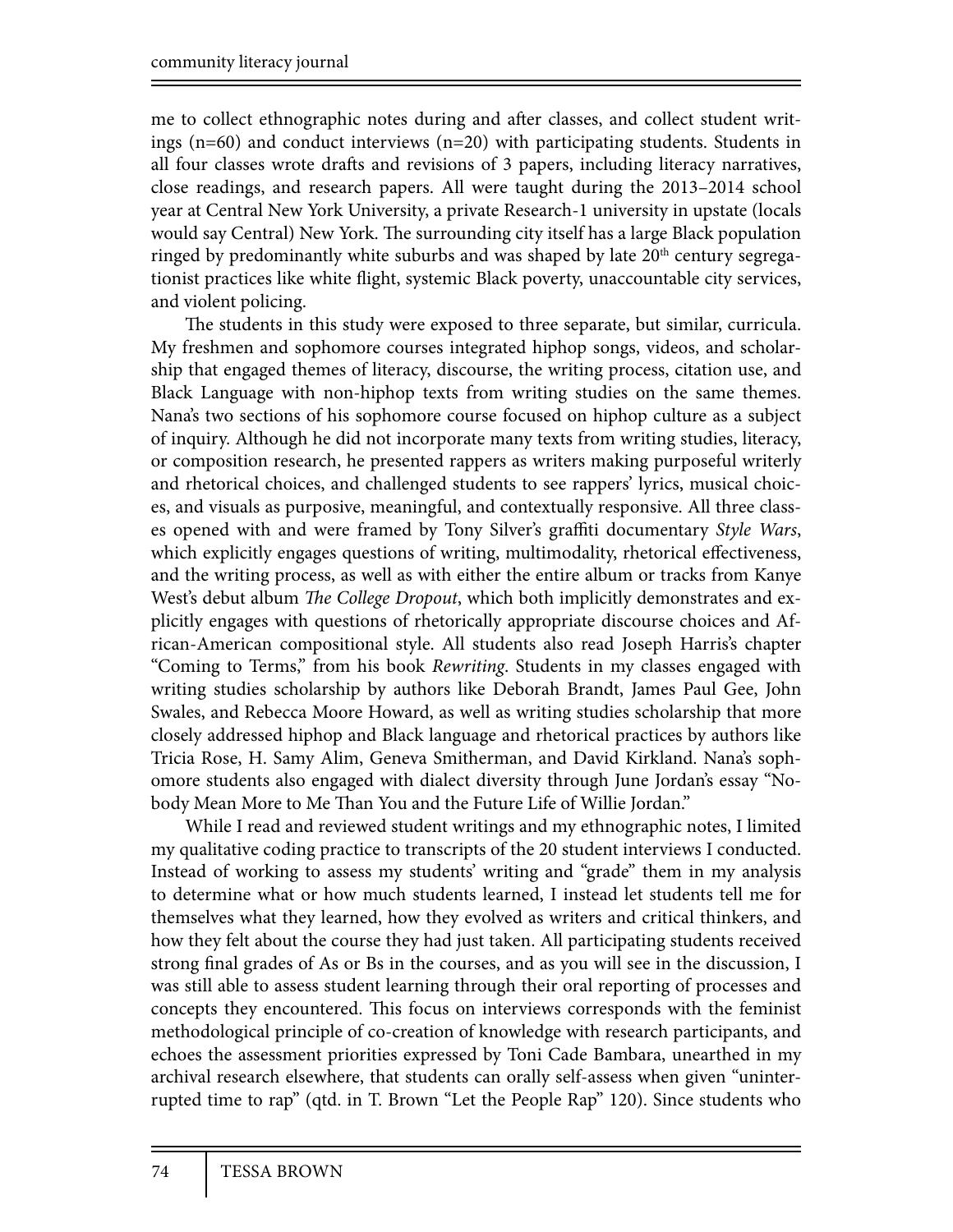me to collect ethnographic notes during and after classes, and collect student writings (n=60) and conduct interviews (n=20) with participating students. Students in all four classes wrote drafts and revisions of 3 papers, including literacy narratives, close readings, and research papers. All were taught during the 2013–2014 school year at Central New York University, a private Research-1 university in upstate (locals would say Central) New York. The surrounding city itself has a large Black population ringed by predominantly white suburbs and was shaped by late 20th century segregationist practices like white flight, systemic Black poverty, unaccountable city services, and violent policing.

The students in this study were exposed to three separate, but similar, curricula. My freshmen and sophomore courses integrated hiphop songs, videos, and scholarship that engaged themes of literacy, discourse, the writing process, citation use, and Black Language with non-hiphop texts from writing studies on the same themes. Nana's two sections of his sophomore course focused on hiphop culture as a subject of inquiry. Although he did not incorporate many texts from writing studies, literacy, or composition research, he presented rappers as writers making purposeful writerly and rhetorical choices, and challenged students to see rappers' lyrics, musical choices, and visuals as purposive, meaningful, and contextually responsive. All three classes opened with and were framed by Tony Silver's graffiti documentary *Style Wars*, which explicitly engages questions of writing, multimodality, rhetorical effectiveness, and the writing process, as well as with either the entire album or tracks from Kanye West's debut album *The College Dropout*, which both implicitly demonstrates and explicitly engages with questions of rhetorically appropriate discourse choices and African-American compositional style. All students also read Joseph Harris's chapter "Coming to Terms," from his book *Rewriting*. Students in my classes engaged with writing studies scholarship by authors like Deborah Brandt, James Paul Gee, John Swales, and Rebecca Moore Howard, as well as writing studies scholarship that more closely addressed hiphop and Black language and rhetorical practices by authors like Tricia Rose, H. Samy Alim, Geneva Smitherman, and David Kirkland. Nana's sophomore students also engaged with dialect diversity through June Jordan's essay "Nobody Mean More to Me Than You and the Future Life of Willie Jordan."

While I read and reviewed student writings and my ethnographic notes, I limited my qualitative coding practice to transcripts of the 20 student interviews I conducted. Instead of working to assess my students' writing and "grade" them in my analysis to determine what or how much students learned, I instead let students tell me for themselves what they learned, how they evolved as writers and critical thinkers, and how they felt about the course they had just taken. All participating students received strong final grades of As or Bs in the courses, and as you will see in the discussion, I was still able to assess student learning through their oral reporting of processes and concepts they encountered. This focus on interviews corresponds with the feminist methodological principle of co-creation of knowledge with research participants, and echoes the assessment priorities expressed by Toni Cade Bambara, unearthed in my archival research elsewhere, that students can orally self-assess when given "uninterrupted time to rap" (qtd. in T. Brown "Let the People Rap" 120). Since students who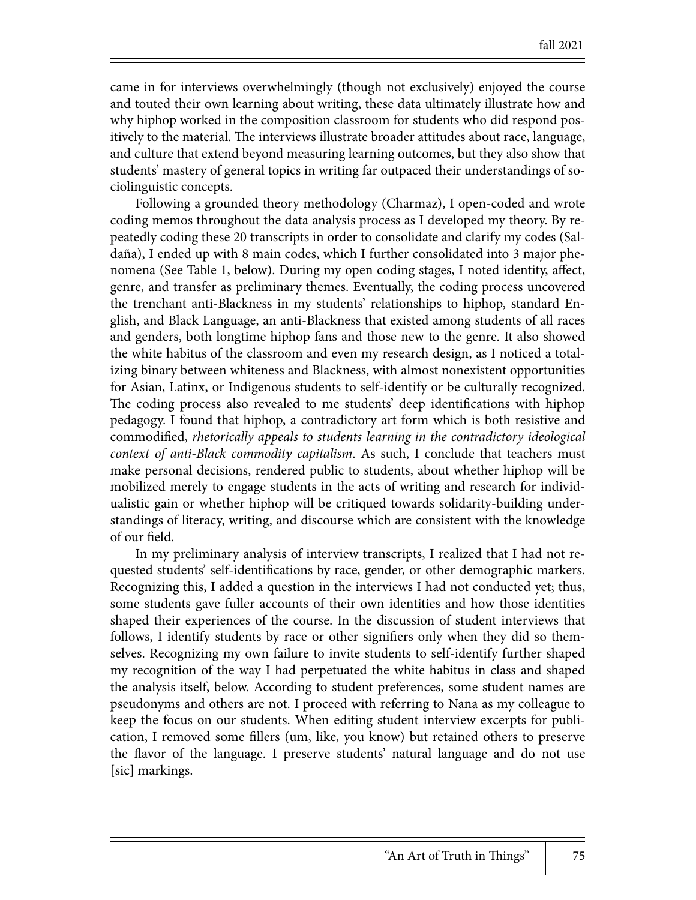came in for interviews overwhelmingly (though not exclusively) enjoyed the course and touted their own learning about writing, these data ultimately illustrate how and why hiphop worked in the composition classroom for students who did respond positively to the material. The interviews illustrate broader attitudes about race, language, and culture that extend beyond measuring learning outcomes, but they also show that students' mastery of general topics in writing far outpaced their understandings of sociolinguistic concepts.

Following a grounded theory methodology (Charmaz), I open-coded and wrote coding memos throughout the data analysis process as I developed my theory. By repeatedly coding these 20 transcripts in order to consolidate and clarify my codes (Saldaña), I ended up with 8 main codes, which I further consolidated into 3 major phenomena (See Table 1, below). During my open coding stages, I noted identity, affect, genre, and transfer as preliminary themes. Eventually, the coding process uncovered the trenchant anti-Blackness in my students' relationships to hiphop, standard English, and Black Language, an anti-Blackness that existed among students of all races and genders, both longtime hiphop fans and those new to the genre. It also showed the white habitus of the classroom and even my research design, as I noticed a totalizing binary between whiteness and Blackness, with almost nonexistent opportunities for Asian, Latinx, or Indigenous students to self-identify or be culturally recognized. The coding process also revealed to me students' deep identifications with hiphop pedagogy. I found that hiphop, a contradictory art form which is both resistive and commodified, *rhetorically appeals to students learning in the contradictory ideological context of anti-Black commodity capitalism*. As such, I conclude that teachers must make personal decisions, rendered public to students, about whether hiphop will be mobilized merely to engage students in the acts of writing and research for individualistic gain or whether hiphop will be critiqued towards solidarity-building understandings of literacy, writing, and discourse which are consistent with the knowledge of our field.

In my preliminary analysis of interview transcripts, I realized that I had not requested students' self-identifications by race, gender, or other demographic markers. Recognizing this, I added a question in the interviews I had not conducted yet; thus, some students gave fuller accounts of their own identities and how those identities shaped their experiences of the course. In the discussion of student interviews that follows, I identify students by race or other signifiers only when they did so themselves. Recognizing my own failure to invite students to self-identify further shaped my recognition of the way I had perpetuated the white habitus in class and shaped the analysis itself, below. According to student preferences, some student names are pseudonyms and others are not. I proceed with referring to Nana as my colleague to keep the focus on our students. When editing student interview excerpts for publication, I removed some fillers (um, like, you know) but retained others to preserve the flavor of the language. I preserve students' natural language and do not use [sic] markings.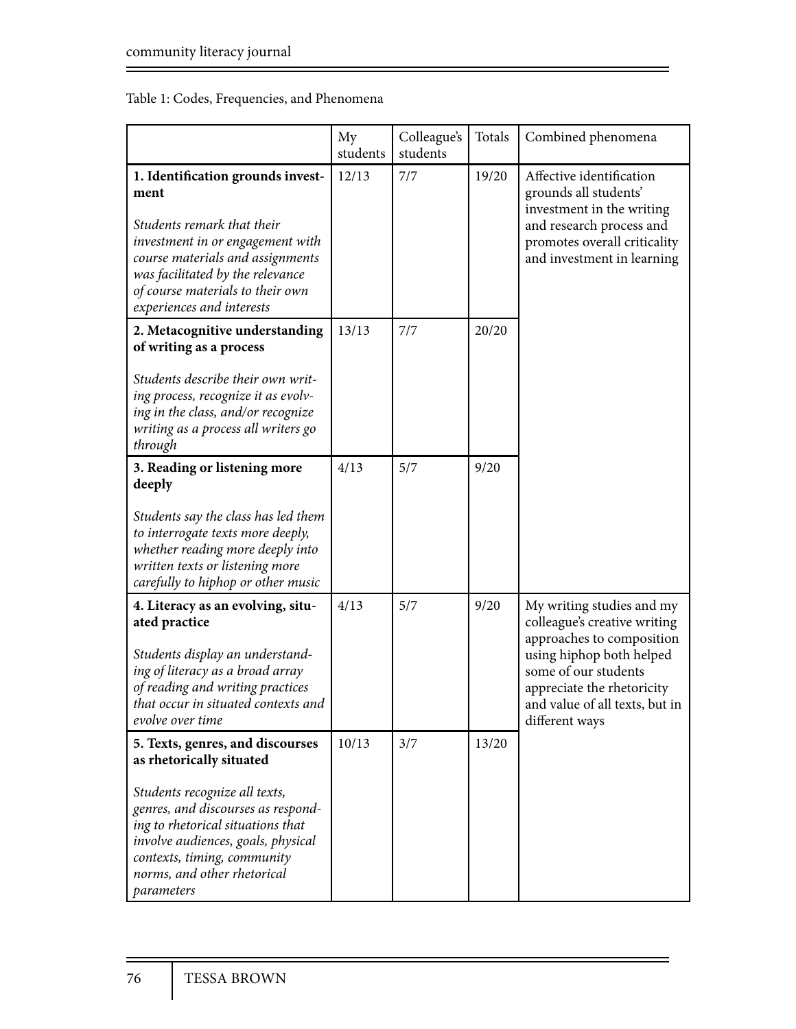Table 1: Codes, Frequencies, and Phenomena

| | My students | Colleague's students | Totals | Combined phenomena |
|---|---|---|---|---|
| **1. Identification grounds investment**<br><br>*Students remark that their investment in or engagement with course materials and assignments was facilitated by the relevance of course materials to their own experiences and interests* | 12/13 | 7/7 | 19/20 | Affective identification grounds all students' investment in the writing and research process and promotes overall criticality and investment in learning |
| **2. Metacognitive understanding of writing as a process**<br><br>*Students describe their own writing process, recognize it as evolving in the class, and/or recognize writing as a process all writers go through* | 13/13 | 7/7 | 20/20 | |
| **3. Reading or listening more deeply**<br><br>*Students say the class has led them to interrogate texts more deeply, whether reading more deeply into written texts or listening more carefully to hiphop or other music* | 4/13 | 5/7 | 9/20 | |
| **4. Literacy as an evolving, situated practice**<br><br>*Students display an understanding of literacy as a broad array of reading and writing practices that occur in situated contexts and evolve over time* | 4/13 | 5/7 | 9/20 | My writing studies and my colleague's creative writing approaches to composition using hiphop both helped some of our students appreciate the rhetoricity and value of all texts, but in different ways |
| **5. Texts, genres, and discourses as rhetorically situated**<br><br>*Students recognize all texts, genres, and discourses as responding to rhetorical situations that involve audiences, goals, physical contexts, timing, community norms, and other rhetorical parameters* | 10/13 | 3/7 | 13/20 | |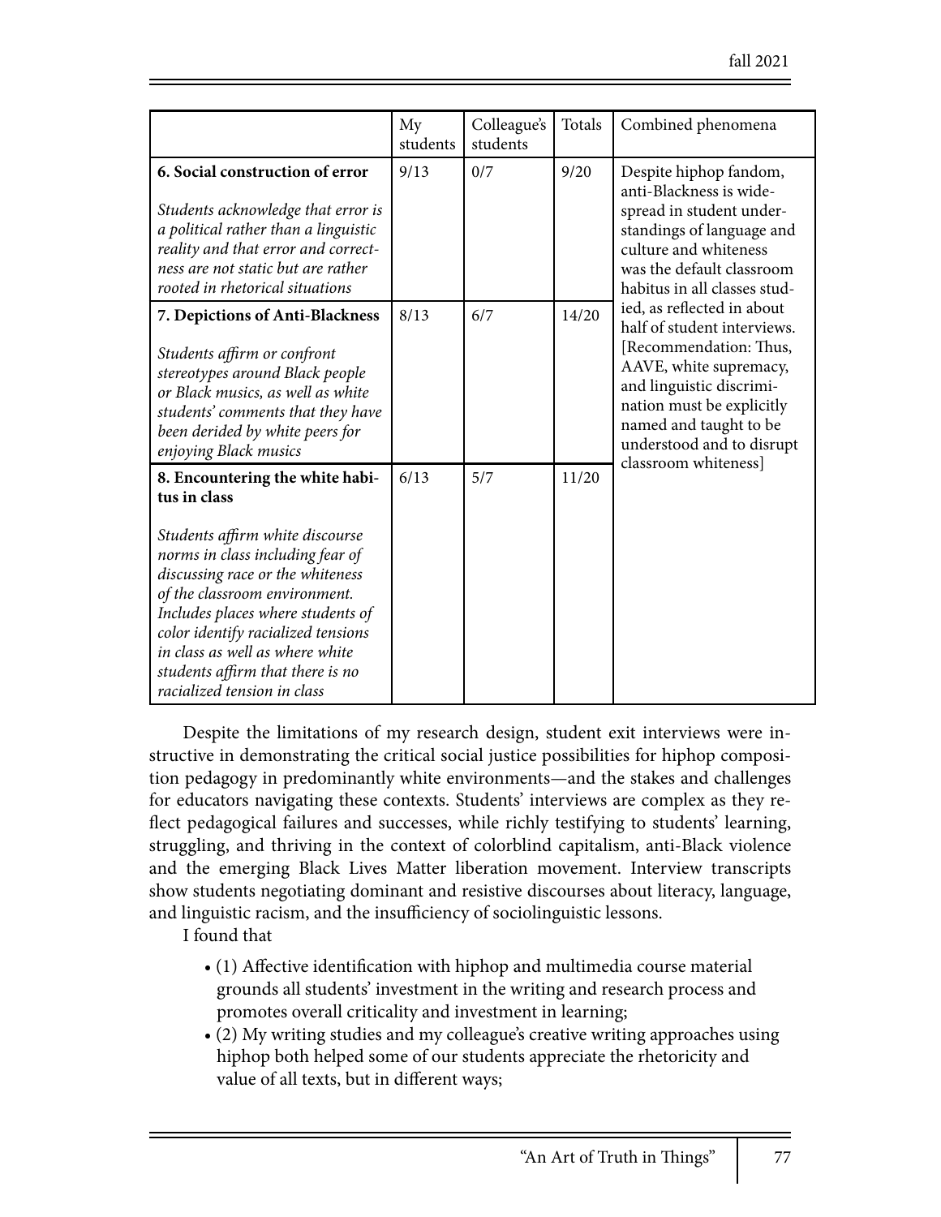| | My students | Colleague's students | Totals | Combined phenomena |
|---|---|---|---|---|
| **6. Social construction of error**<br><br>*Students acknowledge that error is a political rather than a linguistic reality and that error and correctness are not static but are rather rooted in rhetorical situations* | 9/13 | 0/7 | 9/20 | Despite hiphop fandom, anti-Blackness is widespread in student understandings of language and culture and whiteness was the default classroom habitus in all classes studied, as reflected in about half of student interviews. [Recommendation: Thus, AAVE, white supremacy, and linguistic discrimination must be explicitly named and taught to be understood and to disrupt classroom whiteness] |
| **7. Depictions of Anti-Blackness**<br><br>*Students affirm or confront stereotypes around Black people or Black musics, as well as white students' comments that they have been derided by white peers for enjoying Black musics* | 8/13 | 6/7 | 14/20 | |
| **8. Encountering the white habitus in class**<br><br>*Students affirm white discourse norms in class including fear of discussing race or the whiteness of the classroom environment. Includes places where students of color identify racialized tensions in class as well as where white students affirm that there is no racialized tension in class* | 6/13 | 5/7 | 11/20 | |

Despite the limitations of my research design, student exit interviews were instructive in demonstrating the critical social justice possibilities for hiphop composition pedagogy in predominantly white environments—and the stakes and challenges for educators navigating these contexts. Students' interviews are complex as they reflect pedagogical failures and successes, while richly testifying to students' learning, struggling, and thriving in the context of colorblind capitalism, anti-Black violence and the emerging Black Lives Matter liberation movement. Interview transcripts show students negotiating dominant and resistive discourses about literacy, language, and linguistic racism, and the insufficiency of sociolinguistic lessons.

I found that

- (1) Affective identification with hiphop and multimedia course material grounds all students' investment in the writing and research process and promotes overall criticality and investment in learning;
- (2) My writing studies and my colleague's creative writing approaches using hiphop both helped some of our students appreciate the rhetoricity and value of all texts, but in different ways;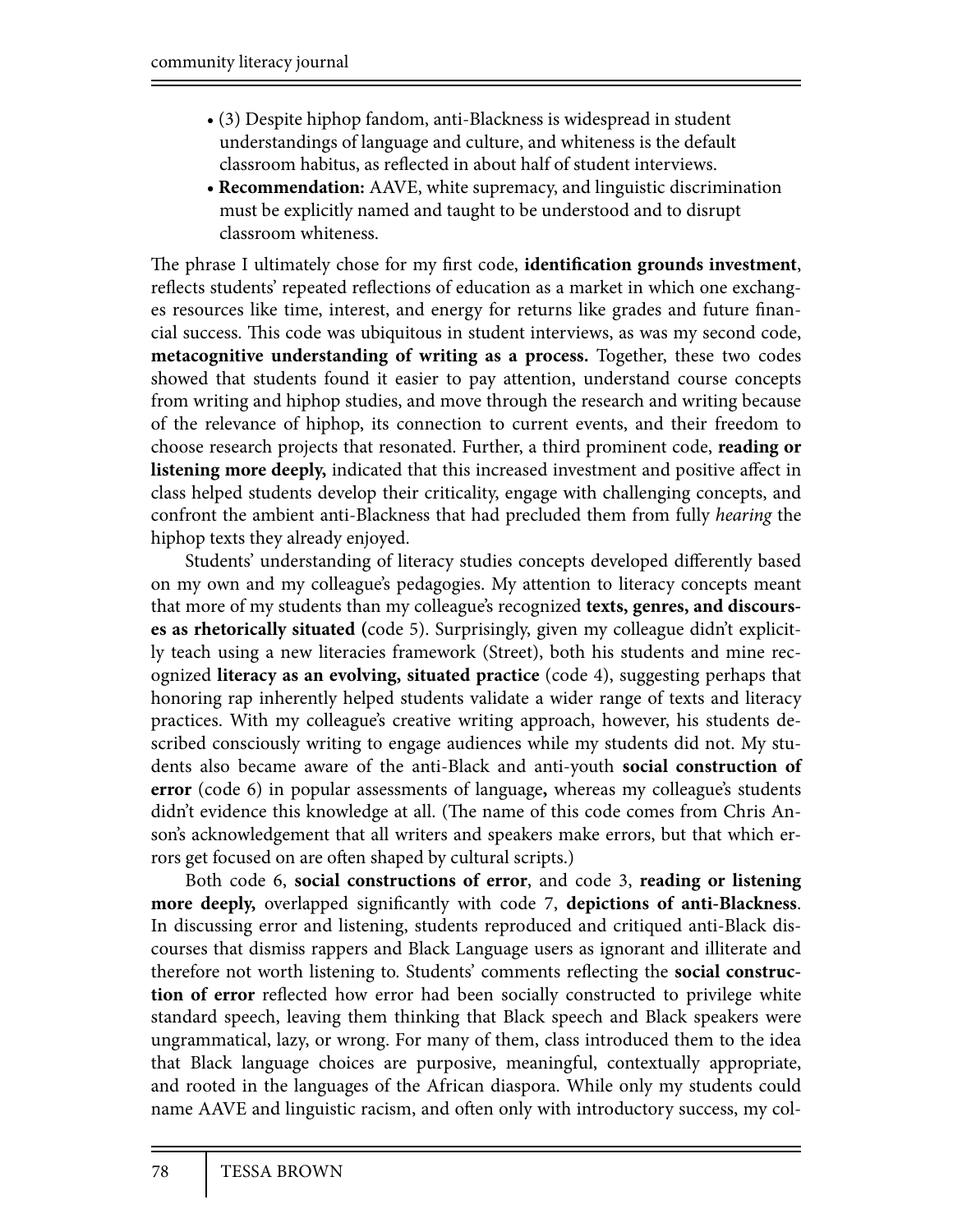- (3) Despite hiphop fandom, anti-Blackness is widespread in student understandings of language and culture, and whiteness is the default classroom habitus, as reflected in about half of student interviews.
- **Recommendation:** AAVE, white supremacy, and linguistic discrimination must be explicitly named and taught to be understood and to disrupt classroom whiteness.

The phrase I ultimately chose for my first code, **identification grounds investment**, reflects students' repeated reflections of education as a market in which one exchanges resources like time, interest, and energy for returns like grades and future financial success. This code was ubiquitous in student interviews, as was my second code, **metacognitive understanding of writing as a process.** Together, these two codes showed that students found it easier to pay attention, understand course concepts from writing and hiphop studies, and move through the research and writing because of the relevance of hiphop, its connection to current events, and their freedom to choose research projects that resonated. Further, a third prominent code, **reading or listening more deeply,** indicated that this increased investment and positive affect in class helped students develop their criticality, engage with challenging concepts, and confront the ambient anti-Blackness that had precluded them from fully *hearing* the hiphop texts they already enjoyed.

Students' understanding of literacy studies concepts developed differently based on my own and my colleague's pedagogies. My attention to literacy concepts meant that more of my students than my colleague's recognized **texts, genres, and discourses as rhetorically situated (**code 5). Surprisingly, given my colleague didn't explicitly teach using a new literacies framework (Street), both his students and mine recognized **literacy as an evolving, situated practice** (code 4), suggesting perhaps that honoring rap inherently helped students validate a wider range of texts and literacy practices. With my colleague's creative writing approach, however, his students described consciously writing to engage audiences while my students did not. My students also became aware of the anti-Black and anti-youth **social construction of error** (code 6) in popular assessments of language**,** whereas my colleague's students didn't evidence this knowledge at all. (The name of this code comes from Chris Anson's acknowledgement that all writers and speakers make errors, but that which errors get focused on are often shaped by cultural scripts.)

Both code 6, **social constructions of error**, and code 3, **reading or listening more deeply,** overlapped significantly with code 7, **depictions of anti-Blackness**. In discussing error and listening, students reproduced and critiqued anti-Black discourses that dismiss rappers and Black Language users as ignorant and illiterate and therefore not worth listening to. Students' comments reflecting the **social construction of error** reflected how error had been socially constructed to privilege white standard speech, leaving them thinking that Black speech and Black speakers were ungrammatical, lazy, or wrong. For many of them, class introduced them to the idea that Black language choices are purposive, meaningful, contextually appropriate, and rooted in the languages of the African diaspora. While only my students could name AAVE and linguistic racism, and often only with introductory success, my col-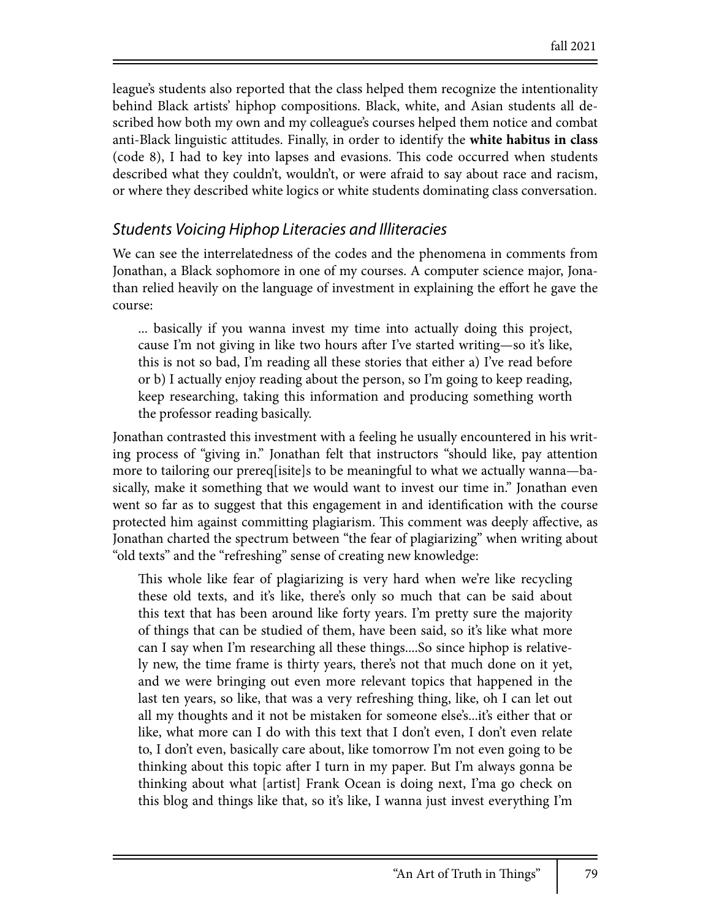league's students also reported that the class helped them recognize the intentionality behind Black artists' hiphop compositions. Black, white, and Asian students all described how both my own and my colleague's courses helped them notice and combat anti-Black linguistic attitudes. Finally, in order to identify the **white habitus in class** (code 8), I had to key into lapses and evasions. This code occurred when students described what they couldn't, wouldn't, or were afraid to say about race and racism, or where they described white logics or white students dominating class conversation.

## *Students Voicing Hiphop Literacies and Illiteracies*

We can see the interrelatedness of the codes and the phenomena in comments from Jonathan, a Black sophomore in one of my courses. A computer science major, Jonathan relied heavily on the language of investment in explaining the effort he gave the course:

> ... basically if you wanna invest my time into actually doing this project, cause I'm not giving in like two hours after I've started writing—so it's like, this is not so bad, I'm reading all these stories that either a) I've read before or b) I actually enjoy reading about the person, so I'm going to keep reading, keep researching, taking this information and producing something worth the professor reading basically.

Jonathan contrasted this investment with a feeling he usually encountered in his writing process of "giving in." Jonathan felt that instructors "should like, pay attention more to tailoring our prereq[isite]s to be meaningful to what we actually wanna—basically, make it something that we would want to invest our time in." Jonathan even went so far as to suggest that this engagement in and identification with the course protected him against committing plagiarism. This comment was deeply affective, as Jonathan charted the spectrum between "the fear of plagiarizing" when writing about "old texts" and the "refreshing" sense of creating new knowledge:

> This whole like fear of plagiarizing is very hard when we're like recycling these old texts, and it's like, there's only so much that can be said about this text that has been around like forty years. I'm pretty sure the majority of things that can be studied of them, have been said, so it's like what more can I say when I'm researching all these things....So since hiphop is relatively new, the time frame is thirty years, there's not that much done on it yet, and we were bringing out even more relevant topics that happened in the last ten years, so like, that was a very refreshing thing, like, oh I can let out all my thoughts and it not be mistaken for someone else's...it's either that or like, what more can I do with this text that I don't even, I don't even relate to, I don't even, basically care about, like tomorrow I'm not even going to be thinking about this topic after I turn in my paper. But I'm always gonna be thinking about what [artist] Frank Ocean is doing next, I'ma go check on this blog and things like that, so it's like, I wanna just invest everything I'm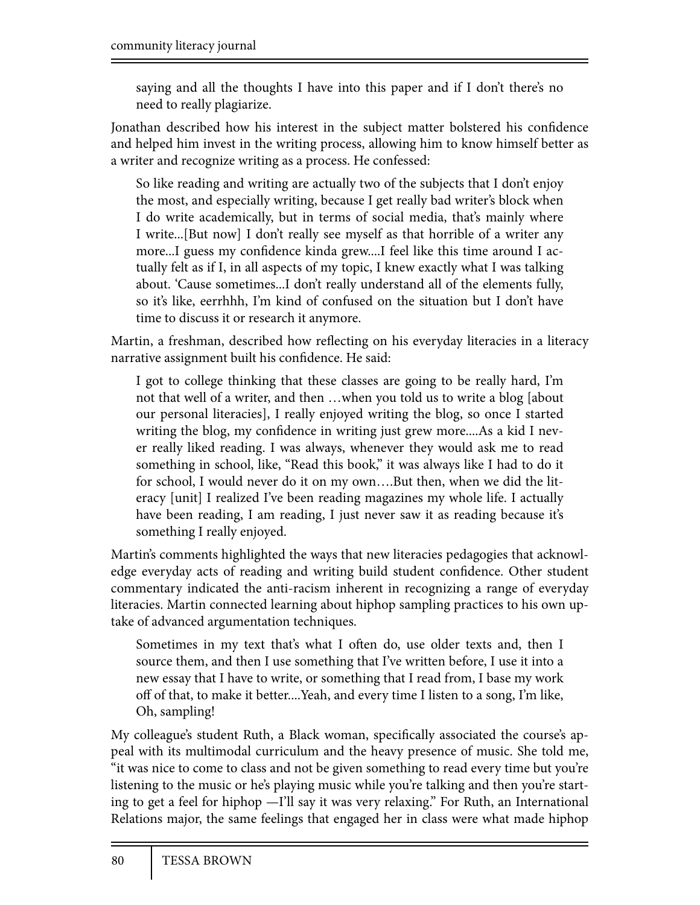> saying and all the thoughts I have into this paper and if I don't there's no need to really plagiarize.

Jonathan described how his interest in the subject matter bolstered his confidence and helped him invest in the writing process, allowing him to know himself better as a writer and recognize writing as a process. He confessed:

> So like reading and writing are actually two of the subjects that I don't enjoy the most, and especially writing, because I get really bad writer's block when I do write academically, but in terms of social media, that's mainly where I write...[But now] I don't really see myself as that horrible of a writer any more...I guess my confidence kinda grew....I feel like this time around I actually felt as if I, in all aspects of my topic, I knew exactly what I was talking about. 'Cause sometimes...I don't really understand all of the elements fully, so it's like, eerrhhh, I'm kind of confused on the situation but I don't have time to discuss it or research it anymore.

Martin, a freshman, described how reflecting on his everyday literacies in a literacy narrative assignment built his confidence. He said:

> I got to college thinking that these classes are going to be really hard, I'm not that well of a writer, and then …when you told us to write a blog [about our personal literacies], I really enjoyed writing the blog, so once I started writing the blog, my confidence in writing just grew more....As a kid I never really liked reading. I was always, whenever they would ask me to read something in school, like, "Read this book," it was always like I had to do it for school, I would never do it on my own….But then, when we did the literacy [unit] I realized I've been reading magazines my whole life. I actually have been reading, I am reading, I just never saw it as reading because it's something I really enjoyed.

Martin's comments highlighted the ways that new literacies pedagogies that acknowledge everyday acts of reading and writing build student confidence. Other student commentary indicated the anti-racism inherent in recognizing a range of everyday literacies. Martin connected learning about hiphop sampling practices to his own uptake of advanced argumentation techniques.

> Sometimes in my text that's what I often do, use older texts and, then I source them, and then I use something that I've written before, I use it into a new essay that I have to write, or something that I read from, I base my work off of that, to make it better....Yeah, and every time I listen to a song, I'm like, Oh, sampling!

My colleague's student Ruth, a Black woman, specifically associated the course's appeal with its multimodal curriculum and the heavy presence of music. She told me, "it was nice to come to class and not be given something to read every time but you're listening to the music or he's playing music while you're talking and then you're starting to get a feel for hiphop —I'll say it was very relaxing." For Ruth, an International Relations major, the same feelings that engaged her in class were what made hiphop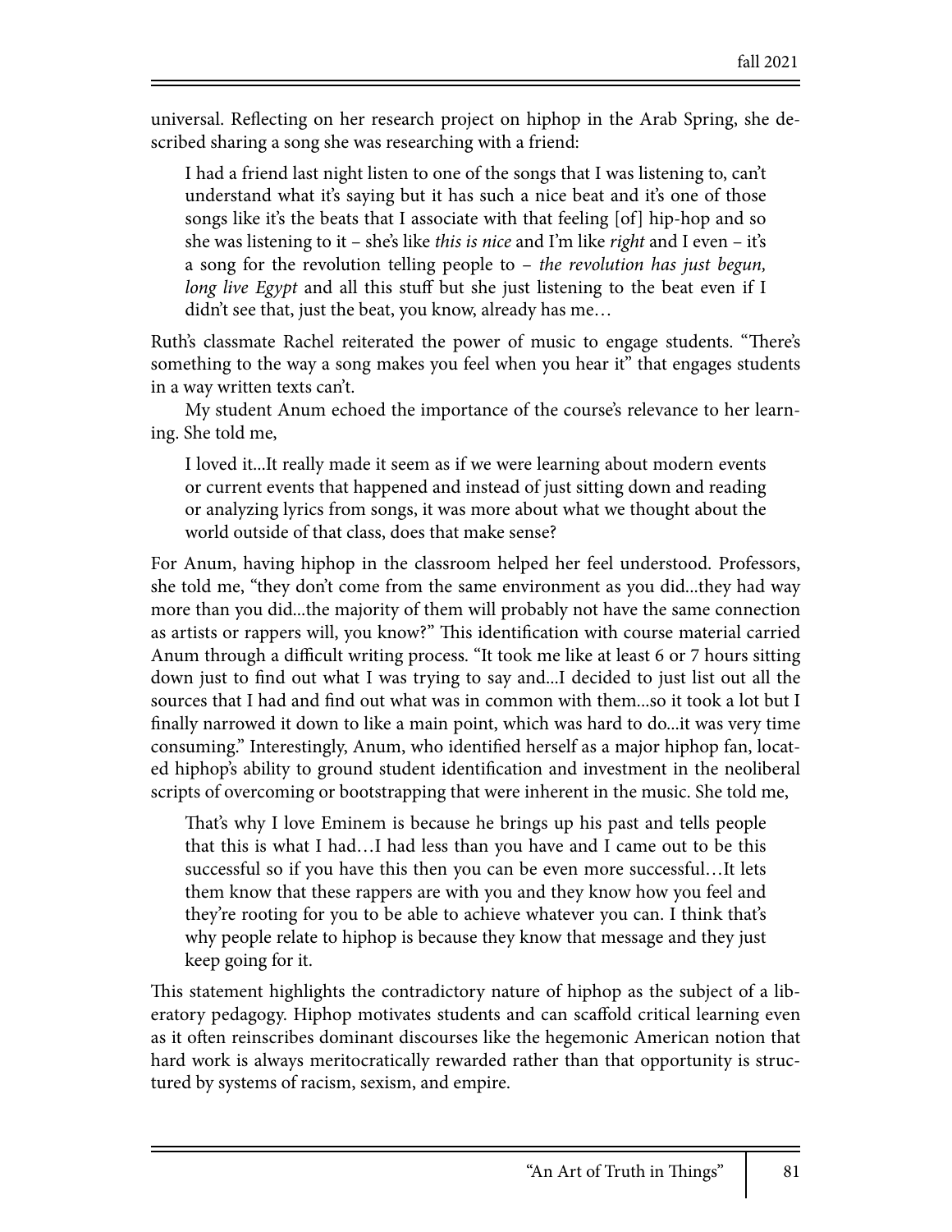universal. Reflecting on her research project on hiphop in the Arab Spring, she described sharing a song she was researching with a friend:

> I had a friend last night listen to one of the songs that I was listening to, can't understand what it's saying but it has such a nice beat and it's one of those songs like it's the beats that I associate with that feeling [of] hip-hop and so she was listening to it – she's like *this is nice* and I'm like *right* and I even – it's a song for the revolution telling people to – *the revolution has just begun, long live Egypt* and all this stuff but she just listening to the beat even if I didn't see that, just the beat, you know, already has me…

Ruth's classmate Rachel reiterated the power of music to engage students. "There's something to the way a song makes you feel when you hear it" that engages students in a way written texts can't.

My student Anum echoed the importance of the course's relevance to her learning. She told me,

> I loved it...It really made it seem as if we were learning about modern events or current events that happened and instead of just sitting down and reading or analyzing lyrics from songs, it was more about what we thought about the world outside of that class, does that make sense?

For Anum, having hiphop in the classroom helped her feel understood. Professors, she told me, "they don't come from the same environment as you did...they had way more than you did...the majority of them will probably not have the same connection as artists or rappers will, you know?" This identification with course material carried Anum through a difficult writing process. "It took me like at least 6 or 7 hours sitting down just to find out what I was trying to say and...I decided to just list out all the sources that I had and find out what was in common with them...so it took a lot but I finally narrowed it down to like a main point, which was hard to do...it was very time consuming." Interestingly, Anum, who identified herself as a major hiphop fan, located hiphop's ability to ground student identification and investment in the neoliberal scripts of overcoming or bootstrapping that were inherent in the music. She told me,

> That's why I love Eminem is because he brings up his past and tells people that this is what I had…I had less than you have and I came out to be this successful so if you have this then you can be even more successful…It lets them know that these rappers are with you and they know how you feel and they're rooting for you to be able to achieve whatever you can. I think that's why people relate to hiphop is because they know that message and they just keep going for it.

This statement highlights the contradictory nature of hiphop as the subject of a liberatory pedagogy. Hiphop motivates students and can scaffold critical learning even as it often reinscribes dominant discourses like the hegemonic American notion that hard work is always meritocratically rewarded rather than that opportunity is structured by systems of racism, sexism, and empire.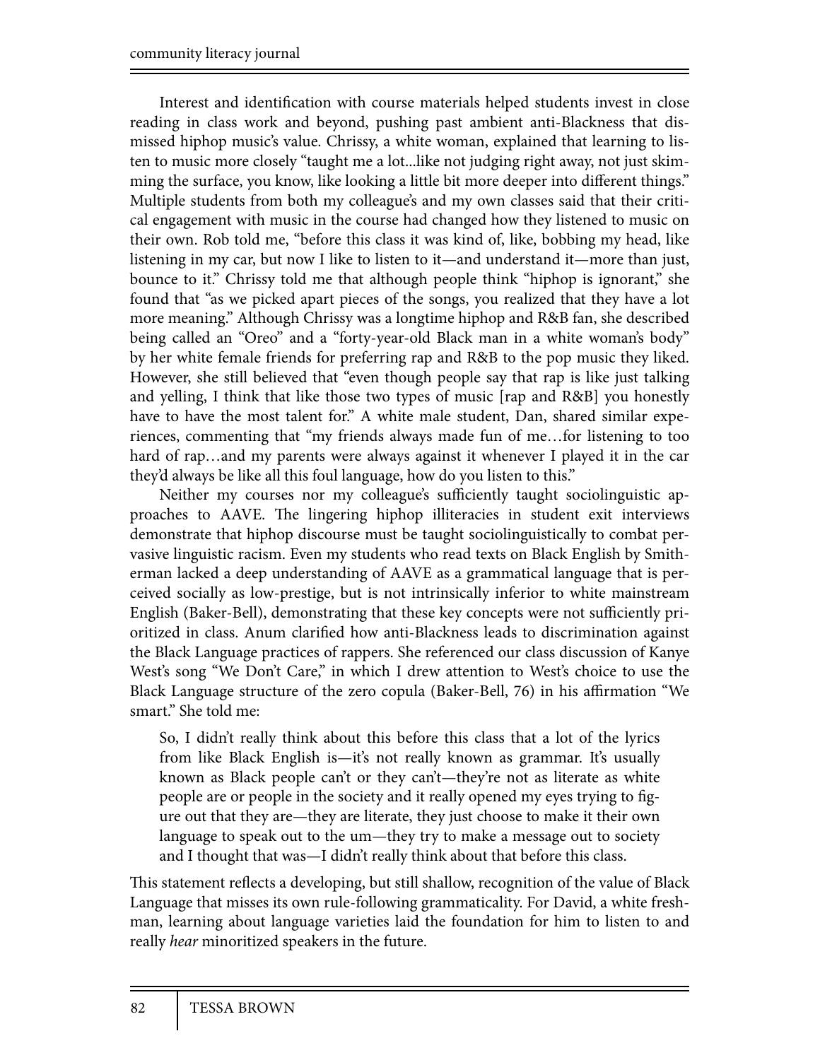Interest and identification with course materials helped students invest in close reading in class work and beyond, pushing past ambient anti-Blackness that dismissed hiphop music's value. Chrissy, a white woman, explained that learning to listen to music more closely "taught me a lot...like not judging right away, not just skimming the surface, you know, like looking a little bit more deeper into different things." Multiple students from both my colleague's and my own classes said that their critical engagement with music in the course had changed how they listened to music on their own. Rob told me, "before this class it was kind of, like, bobbing my head, like listening in my car, but now I like to listen to it—and understand it—more than just, bounce to it." Chrissy told me that although people think "hiphop is ignorant," she found that "as we picked apart pieces of the songs, you realized that they have a lot more meaning." Although Chrissy was a longtime hiphop and R&B fan, she described being called an "Oreo" and a "forty-year-old Black man in a white woman's body" by her white female friends for preferring rap and R&B to the pop music they liked. However, she still believed that "even though people say that rap is like just talking and yelling, I think that like those two types of music [rap and R&B] you honestly have to have the most talent for." A white male student, Dan, shared similar experiences, commenting that "my friends always made fun of me…for listening to too hard of rap…and my parents were always against it whenever I played it in the car they'd always be like all this foul language, how do you listen to this."

Neither my courses nor my colleague's sufficiently taught sociolinguistic approaches to AAVE. The lingering hiphop illiteracies in student exit interviews demonstrate that hiphop discourse must be taught sociolinguistically to combat pervasive linguistic racism. Even my students who read texts on Black English by Smitherman lacked a deep understanding of AAVE as a grammatical language that is perceived socially as low-prestige, but is not intrinsically inferior to white mainstream English (Baker-Bell), demonstrating that these key concepts were not sufficiently prioritized in class. Anum clarified how anti-Blackness leads to discrimination against the Black Language practices of rappers. She referenced our class discussion of Kanye West's song "We Don't Care," in which I drew attention to West's choice to use the Black Language structure of the zero copula (Baker-Bell, 76) in his affirmation "We smart." She told me:

> So, I didn't really think about this before this class that a lot of the lyrics from like Black English is—it's not really known as grammar. It's usually known as Black people can't or they can't—they're not as literate as white people are or people in the society and it really opened my eyes trying to figure out that they are—they are literate, they just choose to make it their own language to speak out to the um—they try to make a message out to society and I thought that was—I didn't really think about that before this class.

This statement reflects a developing, but still shallow, recognition of the value of Black Language that misses its own rule-following grammaticality. For David, a white freshman, learning about language varieties laid the foundation for him to listen to and really *hear* minoritized speakers in the future.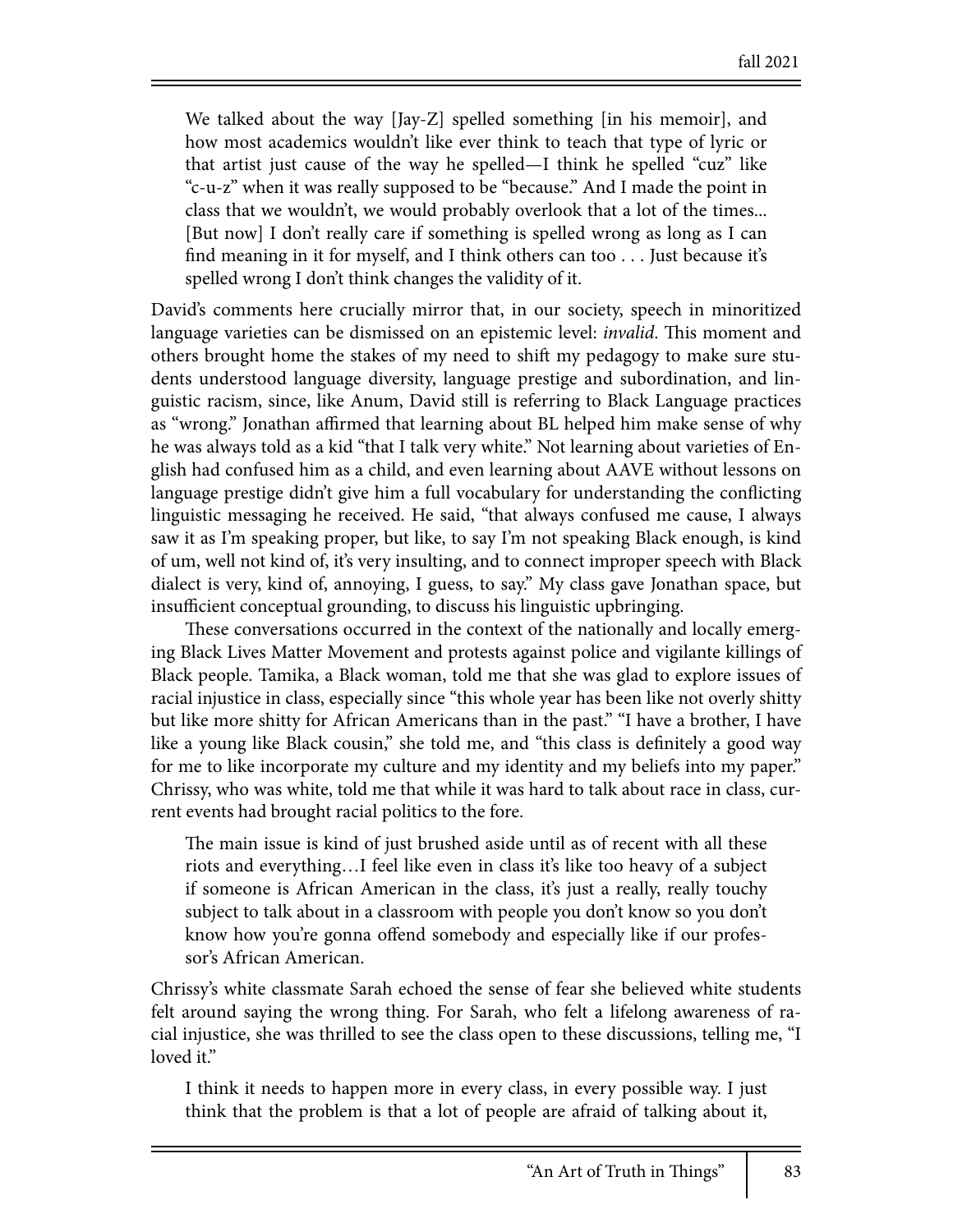> We talked about the way [Jay-Z] spelled something [in his memoir], and how most academics wouldn't like ever think to teach that type of lyric or that artist just cause of the way he spelled—I think he spelled "cuz" like "c-u-z" when it was really supposed to be "because." And I made the point in class that we wouldn't, we would probably overlook that a lot of the times... [But now] I don't really care if something is spelled wrong as long as I can find meaning in it for myself, and I think others can too . . . Just because it's spelled wrong I don't think changes the validity of it.

David's comments here crucially mirror that, in our society, speech in minoritized language varieties can be dismissed on an epistemic level: *invalid*. This moment and others brought home the stakes of my need to shift my pedagogy to make sure students understood language diversity, language prestige and subordination, and linguistic racism, since, like Anum, David still is referring to Black Language practices as "wrong." Jonathan affirmed that learning about BL helped him make sense of why he was always told as a kid "that I talk very white." Not learning about varieties of English had confused him as a child, and even learning about AAVE without lessons on language prestige didn't give him a full vocabulary for understanding the conflicting linguistic messaging he received. He said, "that always confused me cause, I always saw it as I'm speaking proper, but like, to say I'm not speaking Black enough, is kind of um, well not kind of, it's very insulting, and to connect improper speech with Black dialect is very, kind of, annoying, I guess, to say." My class gave Jonathan space, but insufficient conceptual grounding, to discuss his linguistic upbringing.

These conversations occurred in the context of the nationally and locally emerging Black Lives Matter Movement and protests against police and vigilante killings of Black people. Tamika, a Black woman, told me that she was glad to explore issues of racial injustice in class, especially since "this whole year has been like not overly shitty but like more shitty for African Americans than in the past." "I have a brother, I have like a young like Black cousin," she told me, and "this class is definitely a good way for me to like incorporate my culture and my identity and my beliefs into my paper." Chrissy, who was white, told me that while it was hard to talk about race in class, current events had brought racial politics to the fore.

> The main issue is kind of just brushed aside until as of recent with all these riots and everything…I feel like even in class it's like too heavy of a subject if someone is African American in the class, it's just a really, really touchy subject to talk about in a classroom with people you don't know so you don't know how you're gonna offend somebody and especially like if our professor's African American.

Chrissy's white classmate Sarah echoed the sense of fear she believed white students felt around saying the wrong thing. For Sarah, who felt a lifelong awareness of racial injustice, she was thrilled to see the class open to these discussions, telling me, "I loved it."

> I think it needs to happen more in every class, in every possible way. I just think that the problem is that a lot of people are afraid of talking about it,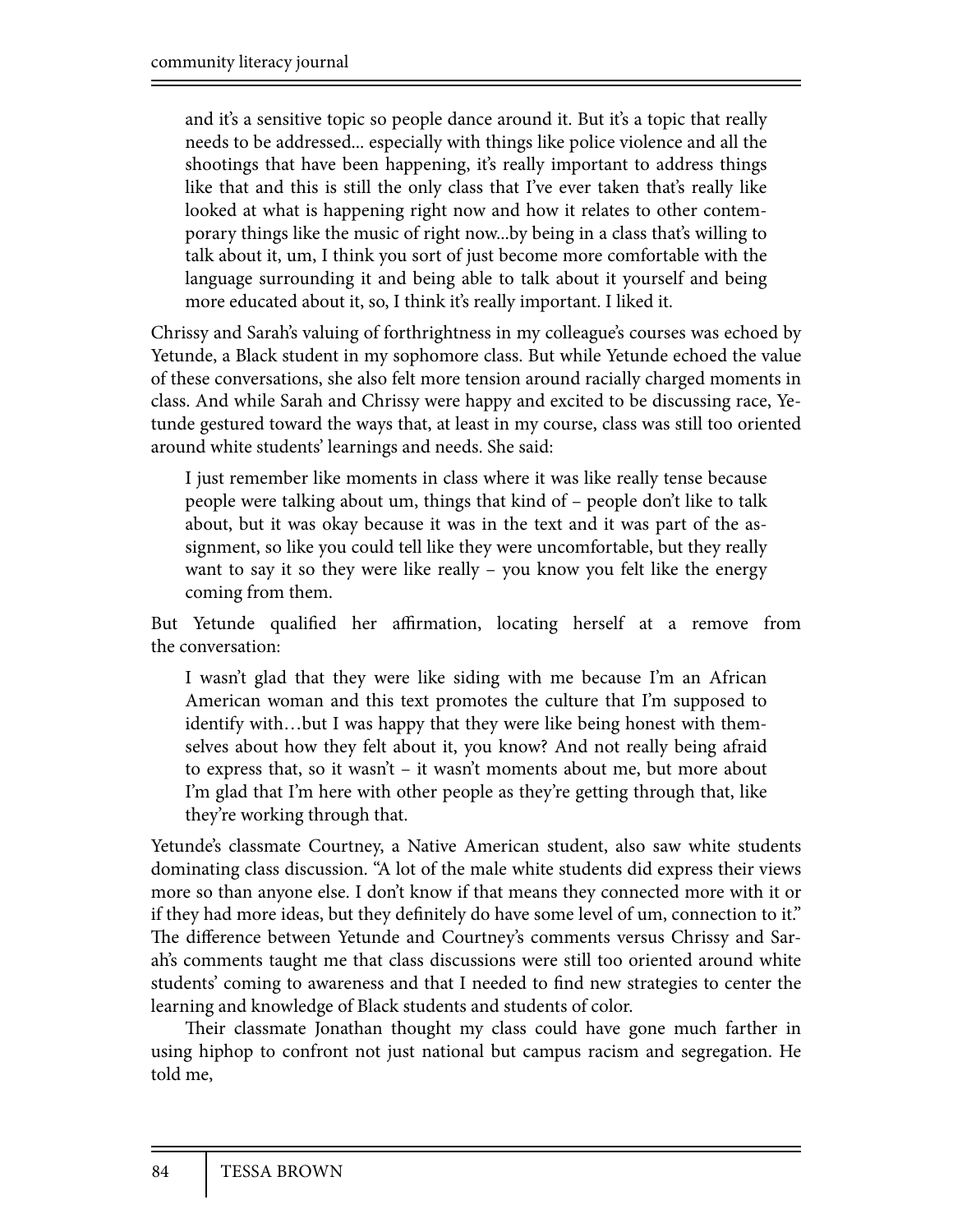> and it's a sensitive topic so people dance around it. But it's a topic that really needs to be addressed... especially with things like police violence and all the shootings that have been happening, it's really important to address things like that and this is still the only class that I've ever taken that's really like looked at what is happening right now and how it relates to other contemporary things like the music of right now...by being in a class that's willing to talk about it, um, I think you sort of just become more comfortable with the language surrounding it and being able to talk about it yourself and being more educated about it, so, I think it's really important. I liked it.

Chrissy and Sarah's valuing of forthrightness in my colleague's courses was echoed by Yetunde, a Black student in my sophomore class. But while Yetunde echoed the value of these conversations, she also felt more tension around racially charged moments in class. And while Sarah and Chrissy were happy and excited to be discussing race, Yetunde gestured toward the ways that, at least in my course, class was still too oriented around white students' learnings and needs. She said:

> I just remember like moments in class where it was like really tense because people were talking about um, things that kind of – people don't like to talk about, but it was okay because it was in the text and it was part of the assignment, so like you could tell like they were uncomfortable, but they really want to say it so they were like really – you know you felt like the energy coming from them.

But Yetunde qualified her affirmation, locating herself at a remove from the conversation:

> I wasn't glad that they were like siding with me because I'm an African American woman and this text promotes the culture that I'm supposed to identify with…but I was happy that they were like being honest with themselves about how they felt about it, you know? And not really being afraid to express that, so it wasn't – it wasn't moments about me, but more about I'm glad that I'm here with other people as they're getting through that, like they're working through that.

Yetunde's classmate Courtney, a Native American student, also saw white students dominating class discussion. "A lot of the male white students did express their views more so than anyone else. I don't know if that means they connected more with it or if they had more ideas, but they definitely do have some level of um, connection to it." The difference between Yetunde and Courtney's comments versus Chrissy and Sarah's comments taught me that class discussions were still too oriented around white students' coming to awareness and that I needed to find new strategies to center the learning and knowledge of Black students and students of color.

Their classmate Jonathan thought my class could have gone much farther in using hiphop to confront not just national but campus racism and segregation. He told me,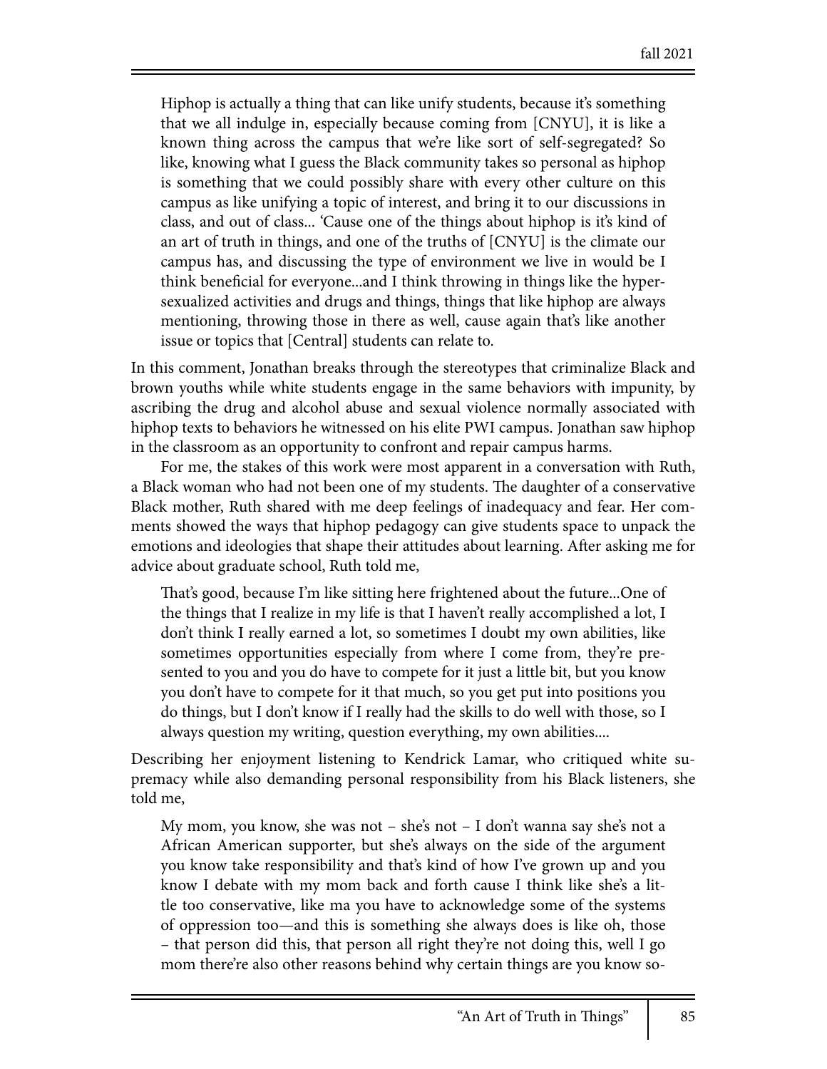> Hiphop is actually a thing that can like unify students, because it's something that we all indulge in, especially because coming from [CNYU], it is like a known thing across the campus that we're like sort of self-segregated? So like, knowing what I guess the Black community takes so personal as hiphop is something that we could possibly share with every other culture on this campus as like unifying a topic of interest, and bring it to our discussions in class, and out of class... 'Cause one of the things about hiphop is it's kind of an art of truth in things, and one of the truths of [CNYU] is the climate our campus has, and discussing the type of environment we live in would be I think beneficial for everyone...and I think throwing in things like the hyper-sexualized activities and drugs and things, things that like hiphop are always mentioning, throwing those in there as well, cause again that's like another issue or topics that [Central] students can relate to.

In this comment, Jonathan breaks through the stereotypes that criminalize Black and brown youths while white students engage in the same behaviors with impunity, by ascribing the drug and alcohol abuse and sexual violence normally associated with hiphop texts to behaviors he witnessed on his elite PWI campus. Jonathan saw hiphop in the classroom as an opportunity to confront and repair campus harms.

For me, the stakes of this work were most apparent in a conversation with Ruth, a Black woman who had not been one of my students. The daughter of a conservative Black mother, Ruth shared with me deep feelings of inadequacy and fear. Her comments showed the ways that hiphop pedagogy can give students space to unpack the emotions and ideologies that shape their attitudes about learning. After asking me for advice about graduate school, Ruth told me,

> That's good, because I'm like sitting here frightened about the future...One of the things that I realize in my life is that I haven't really accomplished a lot, I don't think I really earned a lot, so sometimes I doubt my own abilities, like sometimes opportunities especially from where I come from, they're presented to you and you do have to compete for it just a little bit, but you know you don't have to compete for it that much, so you get put into positions you do things, but I don't know if I really had the skills to do well with those, so I always question my writing, question everything, my own abilities....

Describing her enjoyment listening to Kendrick Lamar, who critiqued white supremacy while also demanding personal responsibility from his Black listeners, she told me,

> My mom, you know, she was not – she's not – I don't wanna say she's not a African American supporter, but she's always on the side of the argument you know take responsibility and that's kind of how I've grown up and you know I debate with my mom back and forth cause I think like she's a little too conservative, like ma you have to acknowledge some of the systems of oppression too—and this is something she always does is like oh, those – that person did this, that person all right they're not doing this, well I go mom there're also other reasons behind why certain things are you know so-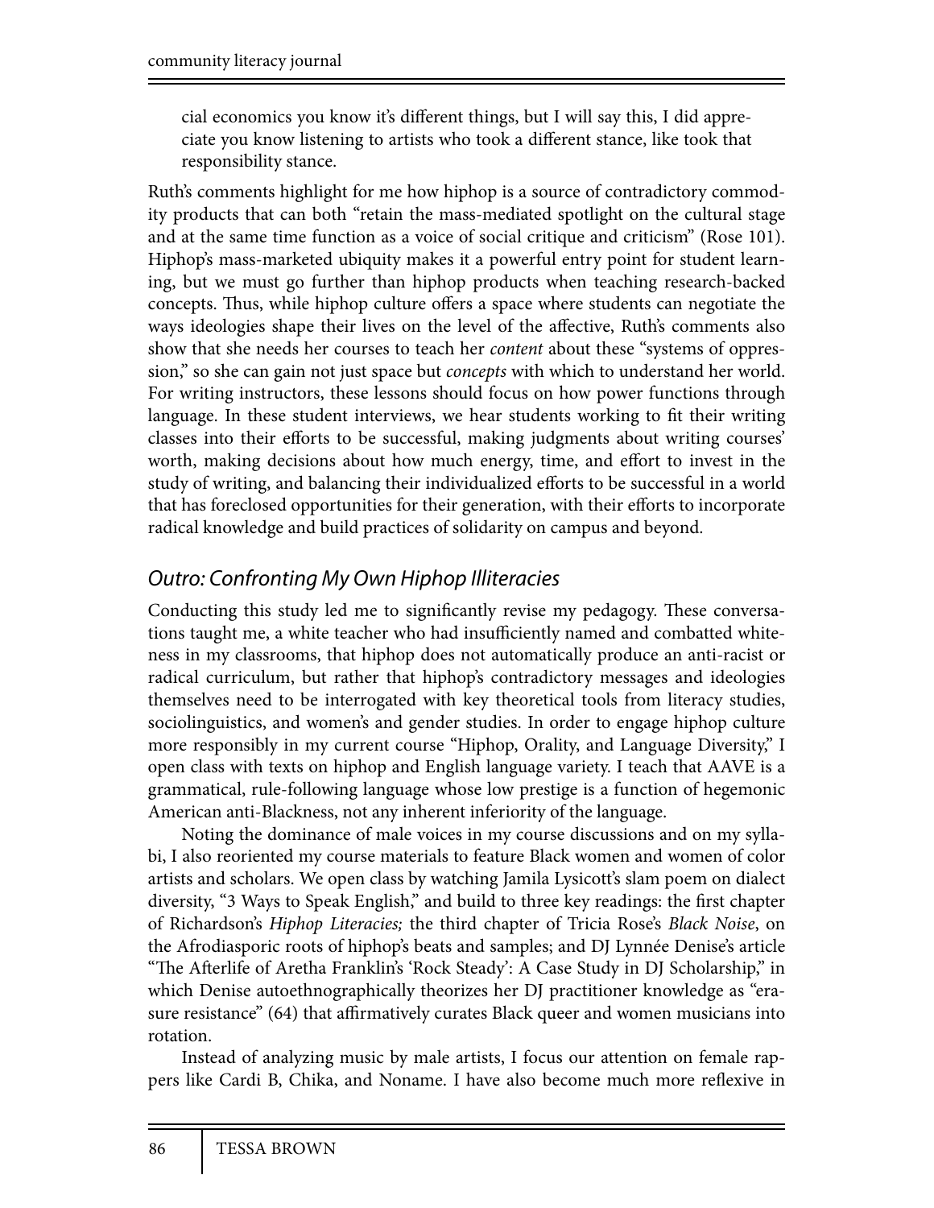cial economics you know it's different things, but I will say this, I did appreciate you know listening to artists who took a different stance, like took that responsibility stance.

Ruth's comments highlight for me how hiphop is a source of contradictory commodity products that can both "retain the mass-mediated spotlight on the cultural stage and at the same time function as a voice of social critique and criticism" (Rose 101). Hiphop's mass-marketed ubiquity makes it a powerful entry point for student learning, but we must go further than hiphop products when teaching research-backed concepts. Thus, while hiphop culture offers a space where students can negotiate the ways ideologies shape their lives on the level of the affective, Ruth's comments also show that she needs her courses to teach her *content* about these "systems of oppression," so she can gain not just space but *concepts* with which to understand her world. For writing instructors, these lessons should focus on how power functions through language. In these student interviews, we hear students working to fit their writing classes into their efforts to be successful, making judgments about writing courses' worth, making decisions about how much energy, time, and effort to invest in the study of writing, and balancing their individualized efforts to be successful in a world that has foreclosed opportunities for their generation, with their efforts to incorporate radical knowledge and build practices of solidarity on campus and beyond.

## *Outro: Confronting My Own Hiphop Illiteracies*

Conducting this study led me to significantly revise my pedagogy. These conversations taught me, a white teacher who had insufficiently named and combatted whiteness in my classrooms, that hiphop does not automatically produce an anti-racist or radical curriculum, but rather that hiphop's contradictory messages and ideologies themselves need to be interrogated with key theoretical tools from literacy studies, sociolinguistics, and women's and gender studies. In order to engage hiphop culture more responsibly in my current course "Hiphop, Orality, and Language Diversity," I open class with texts on hiphop and English language variety. I teach that AAVE is a grammatical, rule-following language whose low prestige is a function of hegemonic American anti-Blackness, not any inherent inferiority of the language.

Noting the dominance of male voices in my course discussions and on my syllabi, I also reoriented my course materials to feature Black women and women of color artists and scholars. We open class by watching Jamila Lysicott's slam poem on dialect diversity, "3 Ways to Speak English," and build to three key readings: the first chapter of Richardson's *Hiphop Literacies;* the third chapter of Tricia Rose's *Black Noise*, on the Afrodiasporic roots of hiphop's beats and samples; and DJ Lynnée Denise's article "The Afterlife of Aretha Franklin's 'Rock Steady': A Case Study in DJ Scholarship," in which Denise autoethnographically theorizes her DJ practitioner knowledge as "erasure resistance" (64) that affirmatively curates Black queer and women musicians into rotation.

Instead of analyzing music by male artists, I focus our attention on female rappers like Cardi B, Chika, and Noname. I have also become much more reflexive in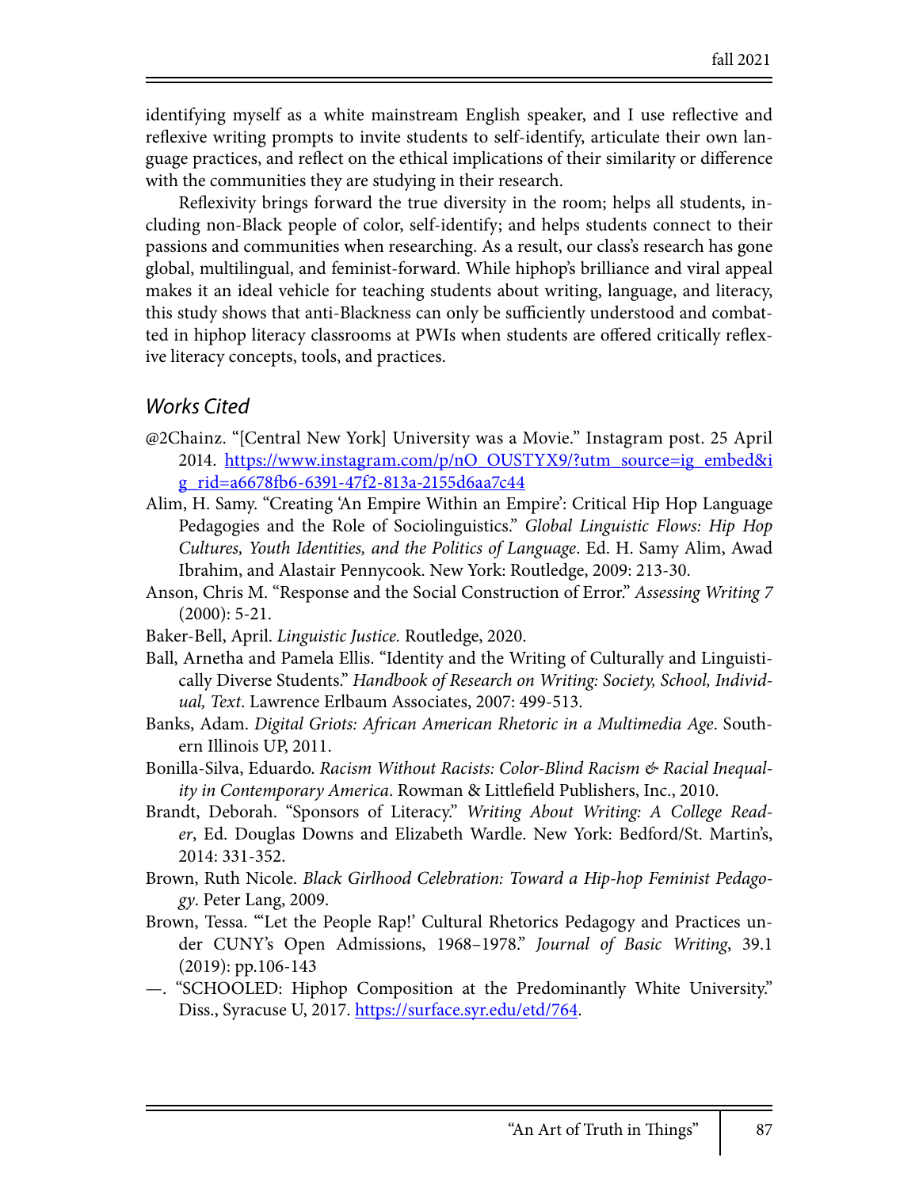identifying myself as a white mainstream English speaker, and I use reflective and reflexive writing prompts to invite students to self-identify, articulate their own language practices, and reflect on the ethical implications of their similarity or difference with the communities they are studying in their research.

Reflexivity brings forward the true diversity in the room; helps all students, including non-Black people of color, self-identify; and helps students connect to their passions and communities when researching. As a result, our class's research has gone global, multilingual, and feminist-forward. While hiphop's brilliance and viral appeal makes it an ideal vehicle for teaching students about writing, language, and literacy, this study shows that anti-Blackness can only be sufficiently understood and combatted in hiphop literacy classrooms at PWIs when students are offered critically reflexive literacy concepts, tools, and practices.

## Works Cited

@2Chainz. "[Central New York] University was a Movie." Instagram post. 25 April 2014. https://www.instagram.com/p/nO_OUSTYX9/?utm_source=ig_embed&ig_rid=a6678fb6-6391-47f2-813a-2155d6aa7c44

Alim, H. Samy. "Creating 'An Empire Within an Empire': Critical Hip Hop Language Pedagogies and the Role of Sociolinguistics." *Global Linguistic Flows: Hip Hop Cultures, Youth Identities, and the Politics of Language*. Ed. H. Samy Alim, Awad Ibrahim, and Alastair Pennycook. New York: Routledge, 2009: 213-30.

Anson, Chris M. "Response and the Social Construction of Error." *Assessing Writing 7* (2000): 5-21.

Baker-Bell, April. *Linguistic Justice.* Routledge, 2020.

Ball, Arnetha and Pamela Ellis. "Identity and the Writing of Culturally and Linguistically Diverse Students." *Handbook of Research on Writing: Society, School, Individual, Text*. Lawrence Erlbaum Associates, 2007: 499-513.

Banks, Adam. *Digital Griots: African American Rhetoric in a Multimedia Age*. Southern Illinois UP, 2011.

Bonilla-Silva, Eduardo. *Racism Without Racists: Color-Blind Racism & Racial Inequality in Contemporary America*. Rowman & Littlefield Publishers, Inc., 2010.

Brandt, Deborah. "Sponsors of Literacy." *Writing About Writing: A College Reader*, Ed. Douglas Downs and Elizabeth Wardle. New York: Bedford/St. Martin's, 2014: 331-352.

Brown, Ruth Nicole. *Black Girlhood Celebration: Toward a Hip-hop Feminist Pedagogy*. Peter Lang, 2009.

Brown, Tessa. "'Let the People Rap!' Cultural Rhetorics Pedagogy and Practices under CUNY's Open Admissions, 1968–1978." *Journal of Basic Writing*, 39.1 (2019): pp.106-143

—. "SCHOOLED: Hiphop Composition at the Predominantly White University." Diss., Syracuse U, 2017. https://surface.syr.edu/etd/764.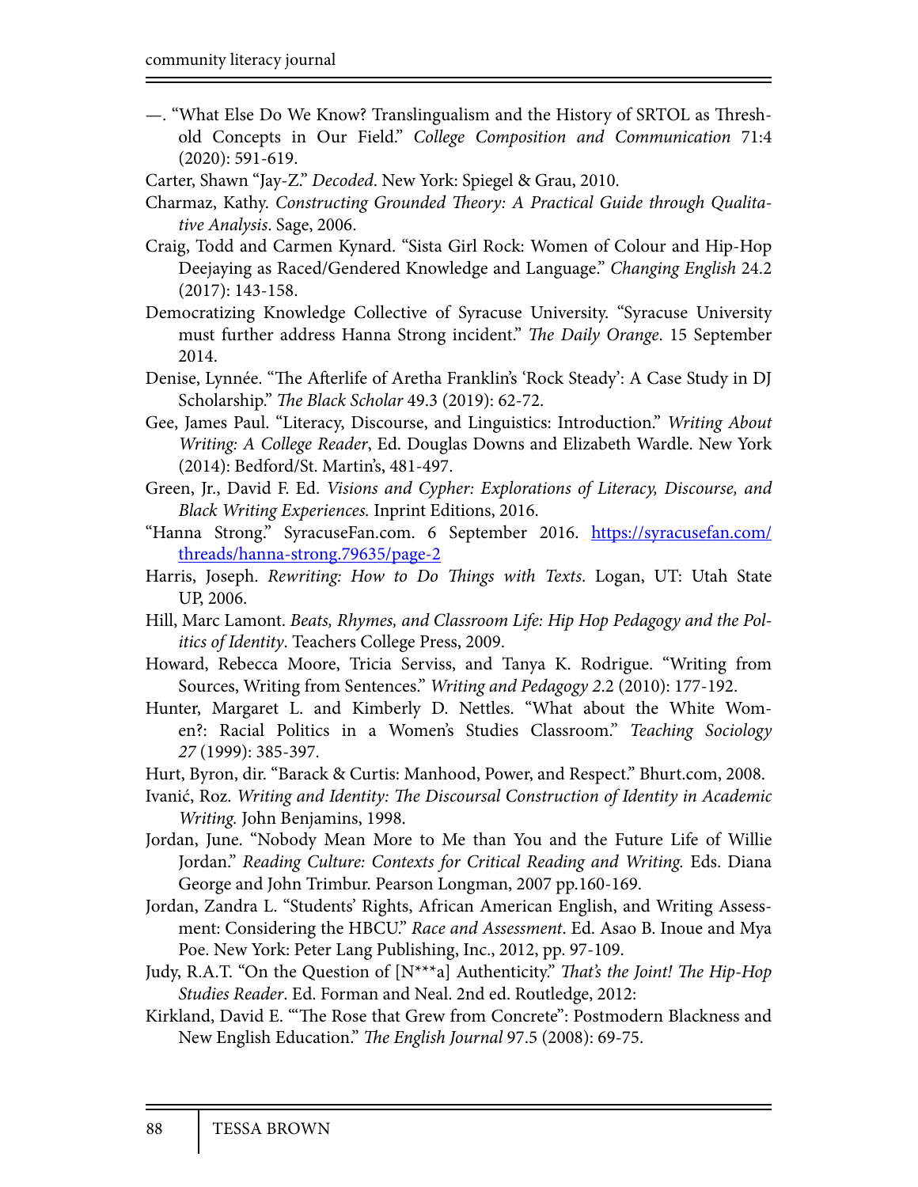—. "What Else Do We Know? Translingualism and the History of SRTOL as Threshold Concepts in Our Field." *College Composition and Communication* 71:4 (2020): 591-619.

Carter, Shawn "Jay-Z." *Decoded*. New York: Spiegel & Grau, 2010.

Charmaz, Kathy. *Constructing Grounded Theory: A Practical Guide through Qualitative Analysis*. Sage, 2006.

Craig, Todd and Carmen Kynard. "Sista Girl Rock: Women of Colour and Hip-Hop Deejaying as Raced/Gendered Knowledge and Language." *Changing English* 24.2 (2017): 143-158.

Democratizing Knowledge Collective of Syracuse University. "Syracuse University must further address Hanna Strong incident." *The Daily Orange*. 15 September 2014.

Denise, Lynnée. "The Afterlife of Aretha Franklin's 'Rock Steady': A Case Study in DJ Scholarship." *The Black Scholar* 49.3 (2019): 62-72.

Gee, James Paul. "Literacy, Discourse, and Linguistics: Introduction." *Writing About Writing: A College Reader*, Ed. Douglas Downs and Elizabeth Wardle. New York (2014): Bedford/St. Martin's, 481-497.

Green, Jr., David F. Ed. *Visions and Cypher: Explorations of Literacy, Discourse, and Black Writing Experiences.* Inprint Editions, 2016.

"Hanna Strong." SyracuseFan.com. 6 September 2016. https://syracusefan.com/threads/hanna-strong.79635/page-2

Harris, Joseph. *Rewriting: How to Do Things with Texts*. Logan, UT: Utah State UP, 2006.

Hill, Marc Lamont. *Beats, Rhymes, and Classroom Life: Hip Hop Pedagogy and the Politics of Identity*. Teachers College Press, 2009.

Howard, Rebecca Moore, Tricia Serviss, and Tanya K. Rodrigue. "Writing from Sources, Writing from Sentences." *Writing and Pedagogy 2*.2 (2010): 177-192.

Hunter, Margaret L. and Kimberly D. Nettles. "What about the White Women?: Racial Politics in a Women's Studies Classroom." *Teaching Sociology 27* (1999): 385-397.

Hurt, Byron, dir. "Barack & Curtis: Manhood, Power, and Respect." Bhurt.com, 2008.

Ivanić, Roz. *Writing and Identity: The Discoursal Construction of Identity in Academic Writing.* John Benjamins, 1998.

Jordan, June. "Nobody Mean More to Me than You and the Future Life of Willie Jordan." *Reading Culture: Contexts for Critical Reading and Writing.* Eds. Diana George and John Trimbur. Pearson Longman, 2007 pp.160-169.

Jordan, Zandra L. "Students' Rights, African American English, and Writing Assessment: Considering the HBCU." *Race and Assessment*. Ed. Asao B. Inoue and Mya Poe. New York: Peter Lang Publishing, Inc., 2012, pp. 97-109.

Judy, R.A.T. "On the Question of [N***a] Authenticity." *That's the Joint! The Hip-Hop Studies Reader*. Ed. Forman and Neal. 2nd ed. Routledge, 2012:

Kirkland, David E. "'The Rose that Grew from Concrete": Postmodern Blackness and New English Education." *The English Journal* 97.5 (2008): 69-75.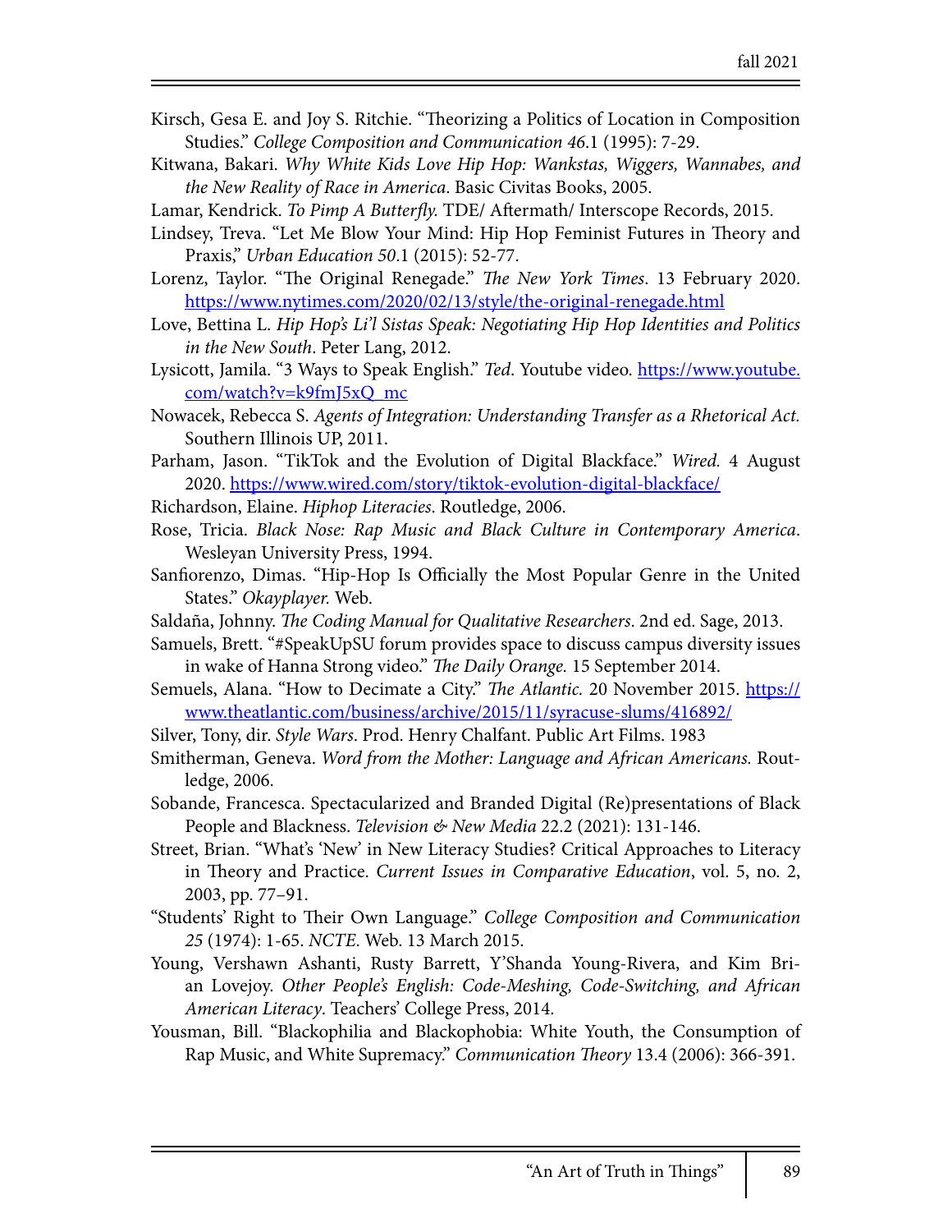Kirsch, Gesa E. and Joy S. Ritchie. "Theorizing a Politics of Location in Composition Studies." *College Composition and Communication 46*.1 (1995): 7-29.

Kitwana, Bakari. *Why White Kids Love Hip Hop: Wankstas, Wiggers, Wannabes, and the New Reality of Race in America*. Basic Civitas Books, 2005.

Lamar, Kendrick. *To Pimp A Butterfly.* TDE/ Aftermath/ Interscope Records, 2015.

Lindsey, Treva. "Let Me Blow Your Mind: Hip Hop Feminist Futures in Theory and Praxis," *Urban Education 50*.1 (2015): 52-77.

Lorenz, Taylor. "The Original Renegade." *The New York Times*. 13 February 2020. https://www.nytimes.com/2020/02/13/style/the-original-renegade.html

Love, Bettina L. *Hip Hop's Li'l Sistas Speak: Negotiating Hip Hop Identities and Politics in the New South*. Peter Lang, 2012.

Lysicott, Jamila. "3 Ways to Speak English." *Ted*. Youtube video. https://www.youtube.com/watch?v=k9fmJ5xQ_mc

Nowacek, Rebecca S. *Agents of Integration: Understanding Transfer as a Rhetorical Act.* Southern Illinois UP, 2011.

Parham, Jason. "TikTok and the Evolution of Digital Blackface." *Wired.* 4 August 2020. https://www.wired.com/story/tiktok-evolution-digital-blackface/

Richardson, Elaine. *Hiphop Literacies*. Routledge, 2006.

Rose, Tricia. *Black Nose: Rap Music and Black Culture in Contemporary America*. Wesleyan University Press, 1994.

Sanfiorenzo, Dimas. "Hip-Hop Is Officially the Most Popular Genre in the United States." *Okayplayer.* Web.

Saldaña, Johnny. *The Coding Manual for Qualitative Researchers*. 2nd ed. Sage, 2013.

Samuels, Brett. "#SpeakUpSU forum provides space to discuss campus diversity issues in wake of Hanna Strong video." *The Daily Orange.* 15 September 2014.

Semuels, Alana. "How to Decimate a City." *The Atlantic.* 20 November 2015. https://www.theatlantic.com/business/archive/2015/11/syracuse-slums/416892/

Silver, Tony, dir. *Style Wars*. Prod. Henry Chalfant. Public Art Films. 1983

Smitherman, Geneva. *Word from the Mother: Language and African Americans.* Routledge, 2006.

Sobande, Francesca. Spectacularized and Branded Digital (Re)presentations of Black People and Blackness. *Television & New Media* 22.2 (2021): 131-146.

Street, Brian. "What's 'New' in New Literacy Studies? Critical Approaches to Literacy in Theory and Practice. *Current Issues in Comparative Education*, vol. 5, no. 2, 2003, pp. 77–91.

"Students' Right to Their Own Language." *College Composition and Communication 25* (1974): 1-65. *NCTE*. Web. 13 March 2015.

Young, Vershawn Ashanti, Rusty Barrett, Y'Shanda Young-Rivera, and Kim Brian Lovejoy. *Other People's English: Code-Meshing, Code-Switching, and African American Literacy*. Teachers' College Press, 2014.

Yousman, Bill. "Blackophilia and Blackophobia: White Youth, the Consumption of Rap Music, and White Supremacy." *Communication Theory* 13.4 (2006): 366-391.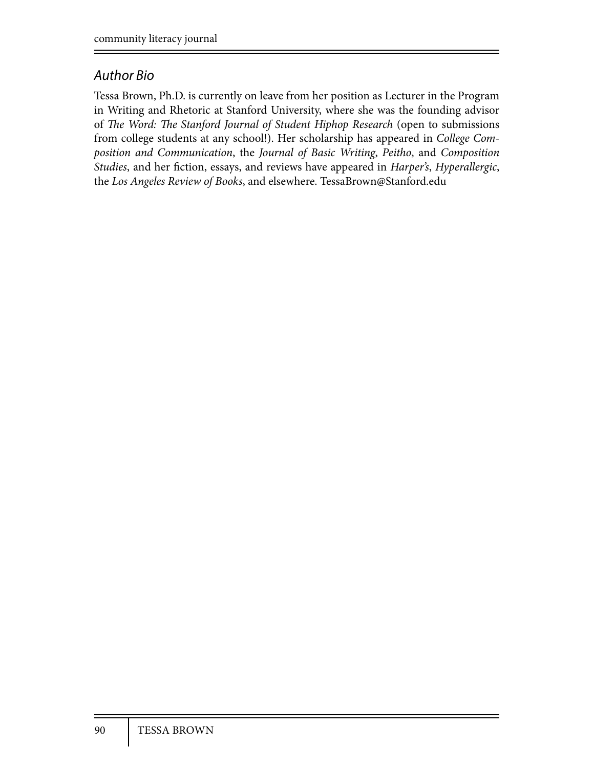## *Author Bio*

Tessa Brown, Ph.D. is currently on leave from her position as Lecturer in the Program in Writing and Rhetoric at Stanford University, where she was the founding advisor of *The Word: The Stanford Journal of Student Hiphop Research* (open to submissions from college students at any school!). Her scholarship has appeared in *College Composition and Communication*, the *Journal of Basic Writing*, *Peitho*, and *Composition Studies*, and her fiction, essays, and reviews have appeared in *Harper's*, *Hyperallergic*, the *Los Angeles Review of Books*, and elsewhere. TessaBrown@Stanford.edu